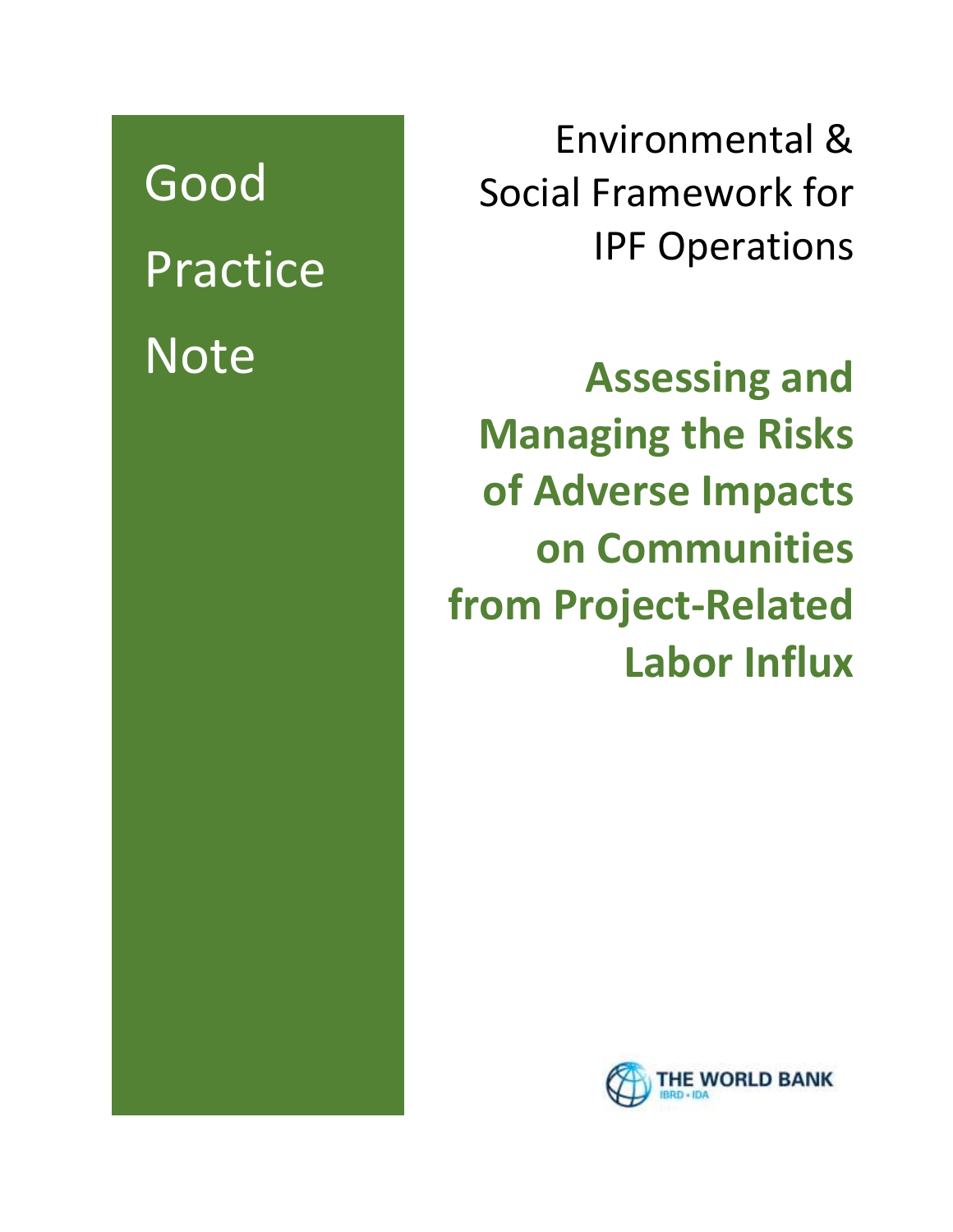Good Practice Note

Environmental & Social Framework for IPF Operations

# Assessing and Managing the Risks of Adverse Impacts on Communities from Project-Related Labor Influx

THE WORLD BANK
IBRD • IDA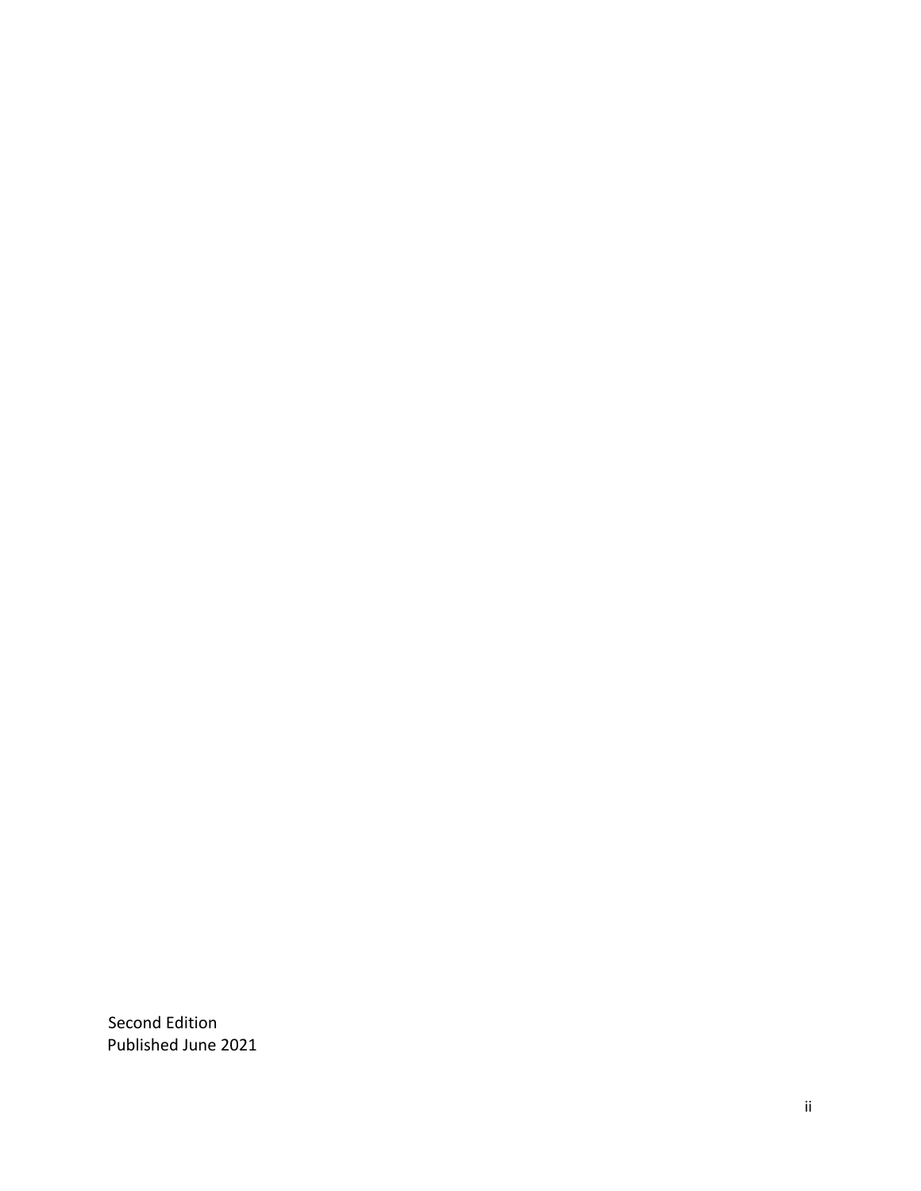Second Edition
Published June 2021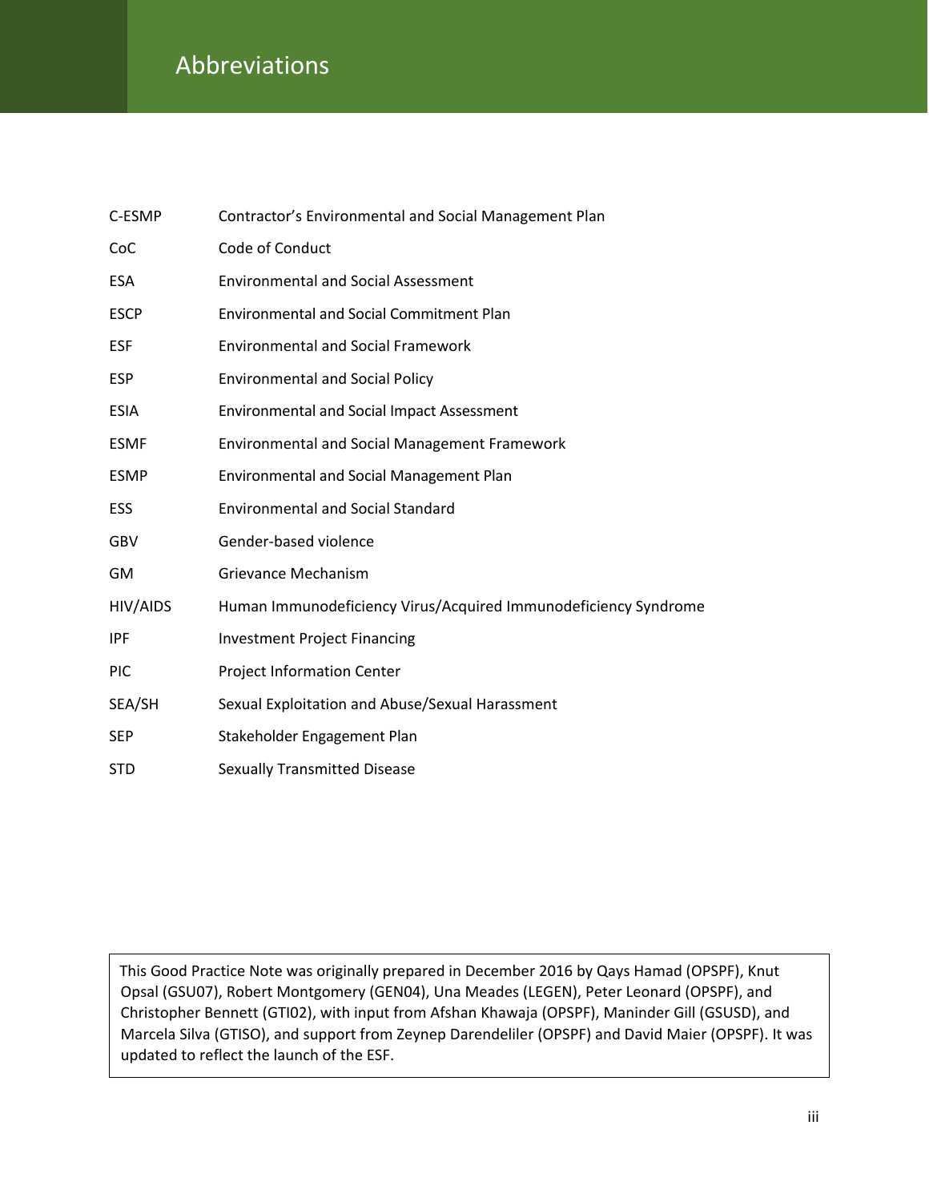# Abbreviations

| | |
|---|---|
| C-ESMP | Contractor's Environmental and Social Management Plan |
| CoC | Code of Conduct |
| ESA | Environmental and Social Assessment |
| ESCP | Environmental and Social Commitment Plan |
| ESF | Environmental and Social Framework |
| ESP | Environmental and Social Policy |
| ESIA | Environmental and Social Impact Assessment |
| ESMF | Environmental and Social Management Framework |
| ESMP | Environmental and Social Management Plan |
| ESS | Environmental and Social Standard |
| GBV | Gender-based violence |
| GM | Grievance Mechanism |
| HIV/AIDS | Human Immunodeficiency Virus/Acquired Immunodeficiency Syndrome |
| IPF | Investment Project Financing |
| PIC | Project Information Center |
| SEA/SH | Sexual Exploitation and Abuse/Sexual Harassment |
| SEP | Stakeholder Engagement Plan |
| STD | Sexually Transmitted Disease |

This Good Practice Note was originally prepared in December 2016 by Qays Hamad (OPSPF), Knut Opsal (GSU07), Robert Montgomery (GEN04), Una Meades (LEGEN), Peter Leonard (OPSPF), and Christopher Bennett (GTI02), with input from Afshan Khawaja (OPSPF), Maninder Gill (GSUSD), and Marcela Silva (GTISO), and support from Zeynep Darendeliler (OPSPF) and David Maier (OPSPF). It was updated to reflect the launch of the ESF.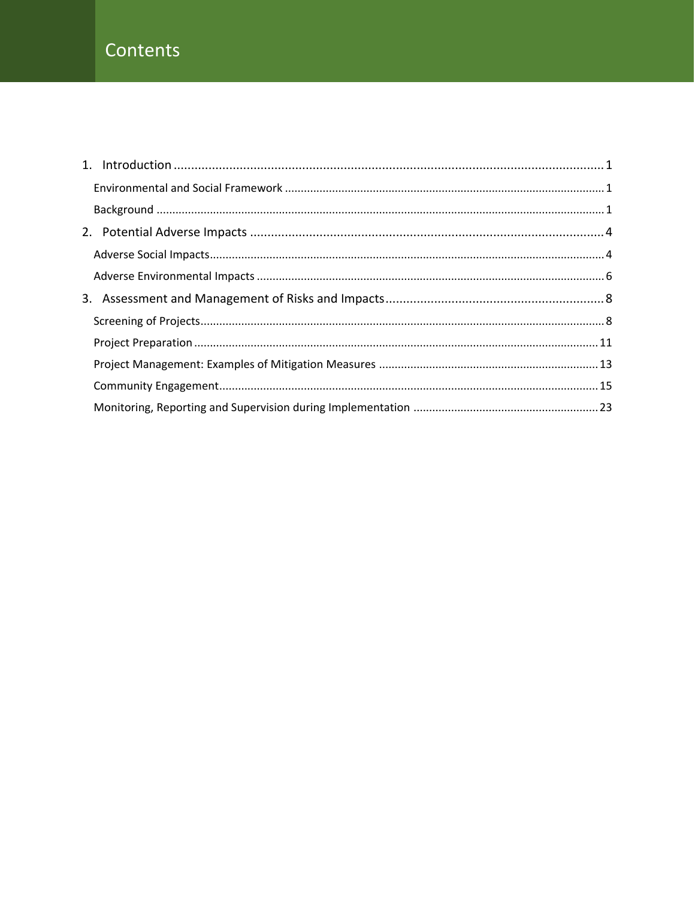# Contents

1. Introduction ........................................................................................................................... 1
   - Environmental and Social Framework ..................................................................................... 1
   - Background ............................................................................................................................. 1
2. Potential Adverse Impacts ...................................................................................................... 4
   - Adverse Social Impacts............................................................................................................ 4
   - Adverse Environmental Impacts ............................................................................................. 6
3. Assessment and Management of Risks and Impacts............................................................... 8
   - Screening of Projects................................................................................................................ 8
   - Project Preparation ............................................................................................................... 11
   - Project Management: Examples of Mitigation Measures ...................................................... 13
   - Community Engagement........................................................................................................ 15
   - Monitoring, Reporting and Supervision during Implementation ........................................... 23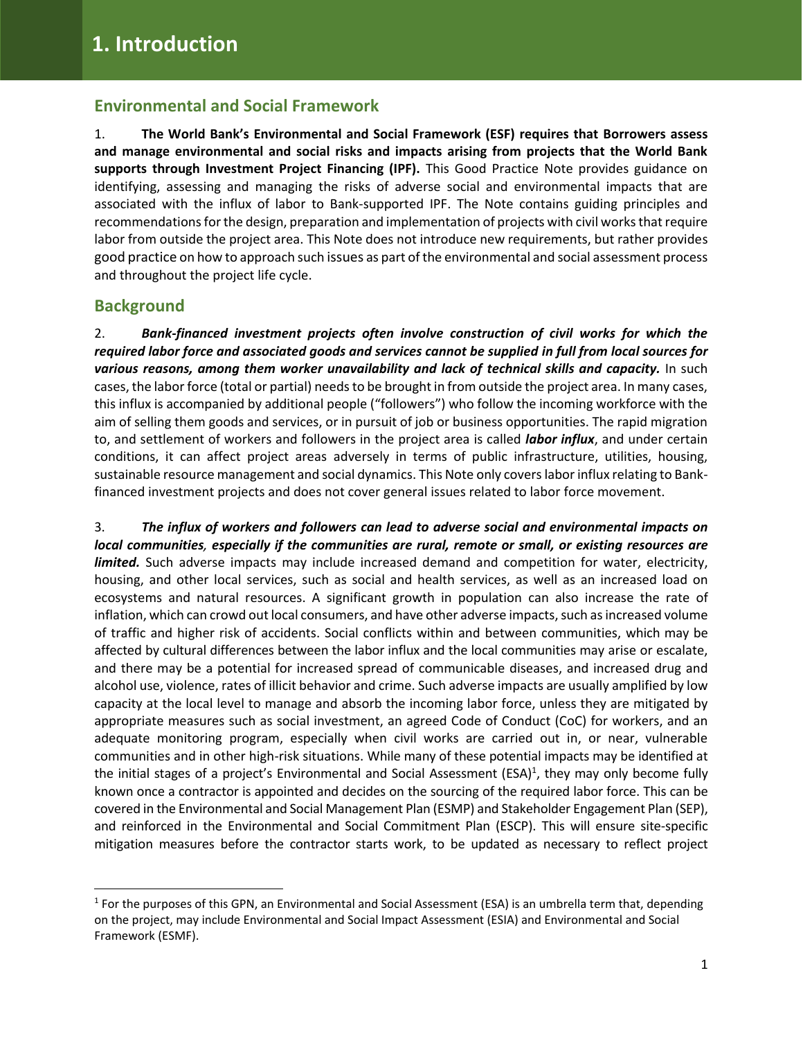# 1. Introduction

## Environmental and Social Framework

1. **The World Bank's Environmental and Social Framework (ESF) requires that Borrowers assess and manage environmental and social risks and impacts arising from projects that the World Bank supports through Investment Project Financing (IPF).** This Good Practice Note provides guidance on identifying, assessing and managing the risks of adverse social and environmental impacts that are associated with the influx of labor to Bank-supported IPF. The Note contains guiding principles and recommendations for the design, preparation and implementation of projects with civil works that require labor from outside the project area. This Note does not introduce new requirements, but rather provides good practice on how to approach such issues as part of the environmental and social assessment process and throughout the project life cycle.

## Background

2. ***Bank-financed investment projects often involve construction of civil works for which the required labor force and associated goods and services cannot be supplied in full from local sources for various reasons, among them worker unavailability and lack of technical skills and capacity.*** In such cases, the labor force (total or partial) needs to be brought in from outside the project area. In many cases, this influx is accompanied by additional people ("followers") who follow the incoming workforce with the aim of selling them goods and services, or in pursuit of job or business opportunities. The rapid migration to, and settlement of workers and followers in the project area is called ***labor influx***, and under certain conditions, it can affect project areas adversely in terms of public infrastructure, utilities, housing, sustainable resource management and social dynamics. This Note only covers labor influx relating to Bank-financed investment projects and does not cover general issues related to labor force movement.

3. ***The influx of workers and followers can lead to adverse social and environmental impacts on local communities, especially if the communities are rural, remote or small, or existing resources are limited.*** Such adverse impacts may include increased demand and competition for water, electricity, housing, and other local services, such as social and health services, as well as an increased load on ecosystems and natural resources. A significant growth in population can also increase the rate of inflation, which can crowd out local consumers, and have other adverse impacts, such as increased volume of traffic and higher risk of accidents. Social conflicts within and between communities, which may be affected by cultural differences between the labor influx and the local communities may arise or escalate, and there may be a potential for increased spread of communicable diseases, and increased drug and alcohol use, violence, rates of illicit behavior and crime. Such adverse impacts are usually amplified by low capacity at the local level to manage and absorb the incoming labor force, unless they are mitigated by appropriate measures such as social investment, an agreed Code of Conduct (CoC) for workers, and an adequate monitoring program, especially when civil works are carried out in, or near, vulnerable communities and in other high-risk situations. While many of these potential impacts may be identified at the initial stages of a project's Environmental and Social Assessment (ESA)[1], they may only become fully known once a contractor is appointed and decides on the sourcing of the required labor force. This can be covered in the Environmental and Social Management Plan (ESMP) and Stakeholder Engagement Plan (SEP), and reinforced in the Environmental and Social Commitment Plan (ESCP). This will ensure site-specific mitigation measures before the contractor starts work, to be updated as necessary to reflect project

[1] For the purposes of this GPN, an Environmental and Social Assessment (ESA) is an umbrella term that, depending on the project, may include Environmental and Social Impact Assessment (ESIA) and Environmental and Social Framework (ESMF).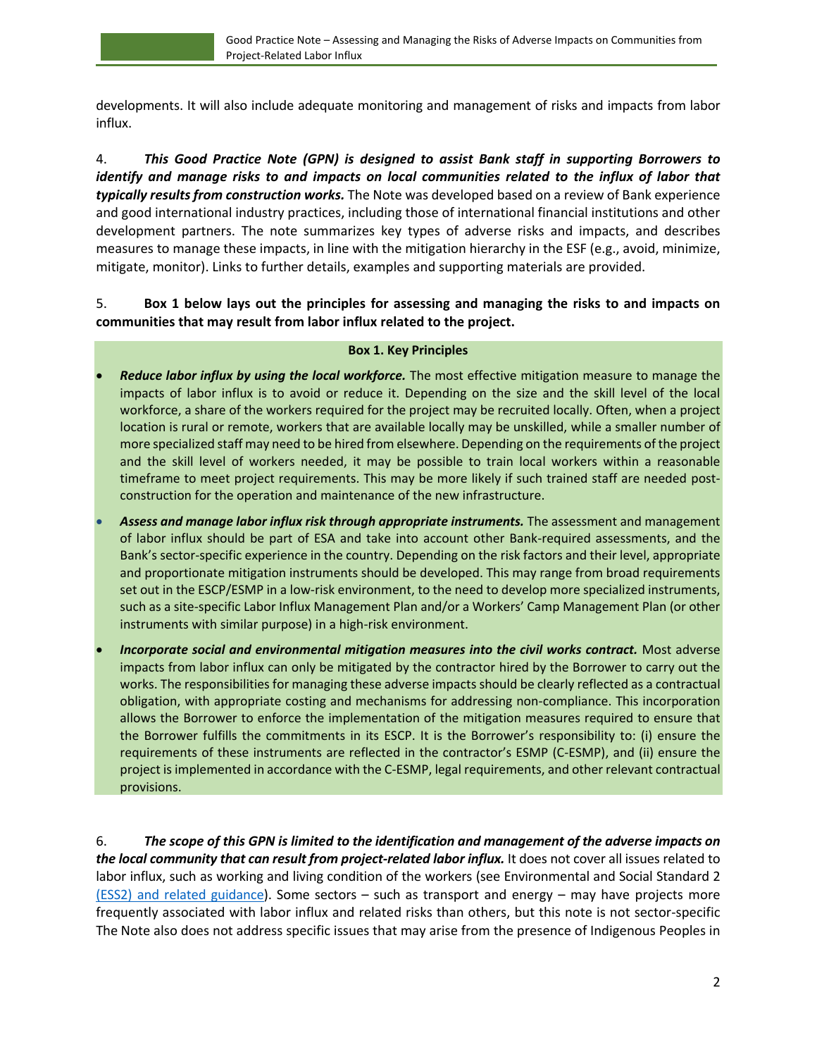developments. It will also include adequate monitoring and management of risks and impacts from labor influx.

4. ***This Good Practice Note (GPN) is designed to assist Bank staff in supporting Borrowers to identify and manage risks to and impacts on local communities related to the influx of labor that typically results from construction works.*** The Note was developed based on a review of Bank experience and good international industry practices, including those of international financial institutions and other development partners. The note summarizes key types of adverse risks and impacts, and describes measures to manage these impacts, in line with the mitigation hierarchy in the ESF (e.g., avoid, minimize, mitigate, monitor). Links to further details, examples and supporting materials are provided.

5. **Box 1 below lays out the principles for assessing and managing the risks to and impacts on communities that may result from labor influx related to the project.**

**Box 1. Key Principles**

- ***Reduce labor influx by using the local workforce.*** The most effective mitigation measure to manage the impacts of labor influx is to avoid or reduce it. Depending on the size and the skill level of the local workforce, a share of the workers required for the project may be recruited locally. Often, when a project location is rural or remote, workers that are available locally may be unskilled, while a smaller number of more specialized staff may need to be hired from elsewhere. Depending on the requirements of the project and the skill level of workers needed, it may be possible to train local workers within a reasonable timeframe to meet project requirements. This may be more likely if such trained staff are needed post-construction for the operation and maintenance of the new infrastructure.
- ***Assess and manage labor influx risk through appropriate instruments.*** The assessment and management of labor influx should be part of ESA and take into account other Bank-required assessments, and the Bank's sector-specific experience in the country. Depending on the risk factors and their level, appropriate and proportionate mitigation instruments should be developed. This may range from broad requirements set out in the ESCP/ESMP in a low-risk environment, to the need to develop more specialized instruments, such as a site-specific Labor Influx Management Plan and/or a Workers' Camp Management Plan (or other instruments with similar purpose) in a high-risk environment.
- ***Incorporate social and environmental mitigation measures into the civil works contract.*** Most adverse impacts from labor influx can only be mitigated by the contractor hired by the Borrower to carry out the works. The responsibilities for managing these adverse impacts should be clearly reflected as a contractual obligation, with appropriate costing and mechanisms for addressing non-compliance. This incorporation allows the Borrower to enforce the implementation of the mitigation measures required to ensure that the Borrower fulfills the commitments in its ESCP. It is the Borrower's responsibility to: (i) ensure the requirements of these instruments are reflected in the contractor's ESMP (C-ESMP), and (ii) ensure the project is implemented in accordance with the C-ESMP, legal requirements, and other relevant contractual provisions.

6. ***The scope of this GPN is limited to the identification and management of the adverse impacts on the local community that can result from project-related labor influx.*** It does not cover all issues related to labor influx, such as working and living condition of the workers (see Environmental and Social Standard 2 (ESS2) and related guidance). Some sectors – such as transport and energy – may have projects more frequently associated with labor influx and related risks than others, but this note is not sector-specific The Note also does not address specific issues that may arise from the presence of Indigenous Peoples in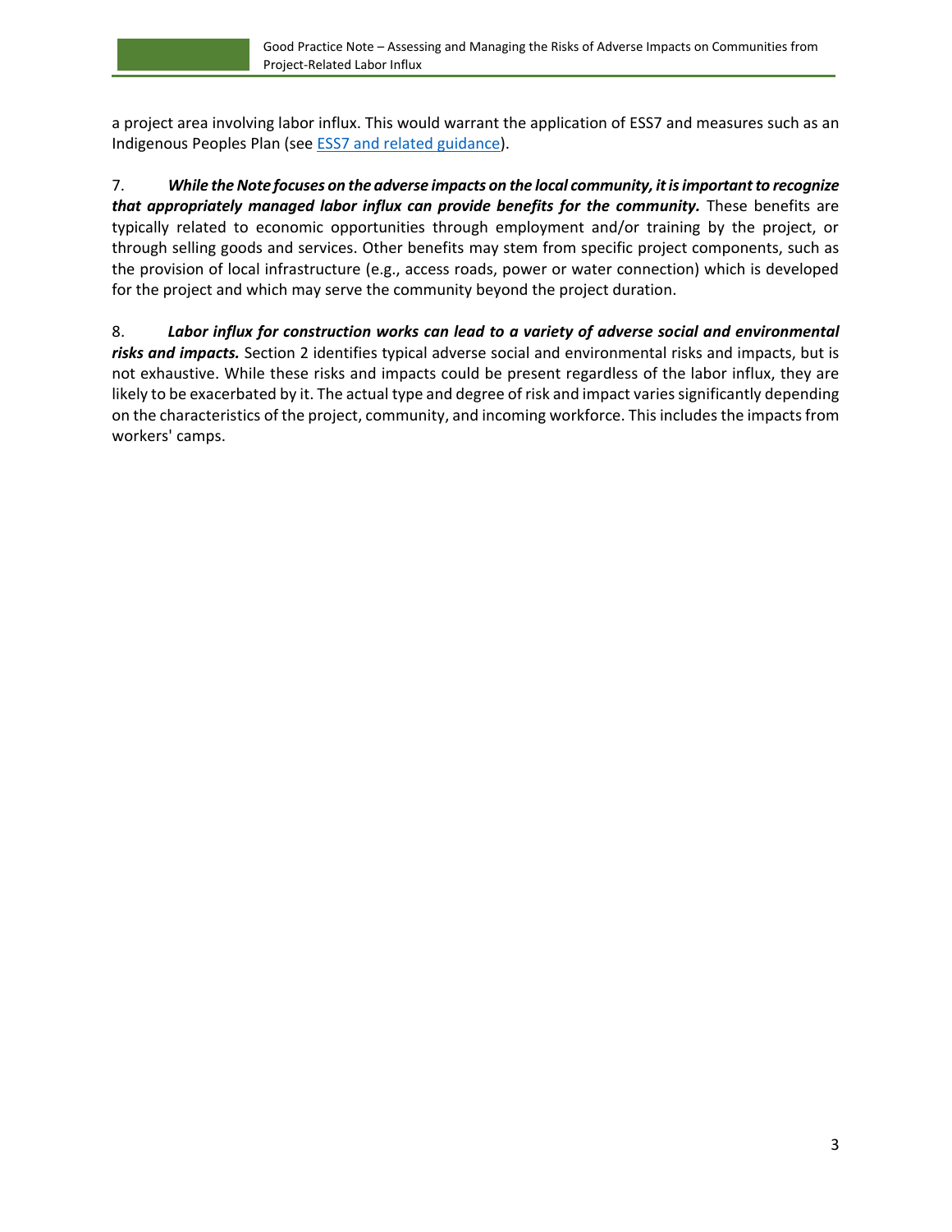a project area involving labor influx. This would warrant the application of ESS7 and measures such as an Indigenous Peoples Plan (see [ESS7 and related guidance]).

7. ***While the Note focuses on the adverse impacts on the local community, it is important to recognize that appropriately managed labor influx can provide benefits for the community.*** These benefits are typically related to economic opportunities through employment and/or training by the project, or through selling goods and services. Other benefits may stem from specific project components, such as the provision of local infrastructure (e.g., access roads, power or water connection) which is developed for the project and which may serve the community beyond the project duration.

8. ***Labor influx for construction works can lead to a variety of adverse social and environmental risks and impacts.*** Section 2 identifies typical adverse social and environmental risks and impacts, but is not exhaustive. While these risks and impacts could be present regardless of the labor influx, they are likely to be exacerbated by it. The actual type and degree of risk and impact varies significantly depending on the characteristics of the project, community, and incoming workforce. This includes the impacts from workers' camps.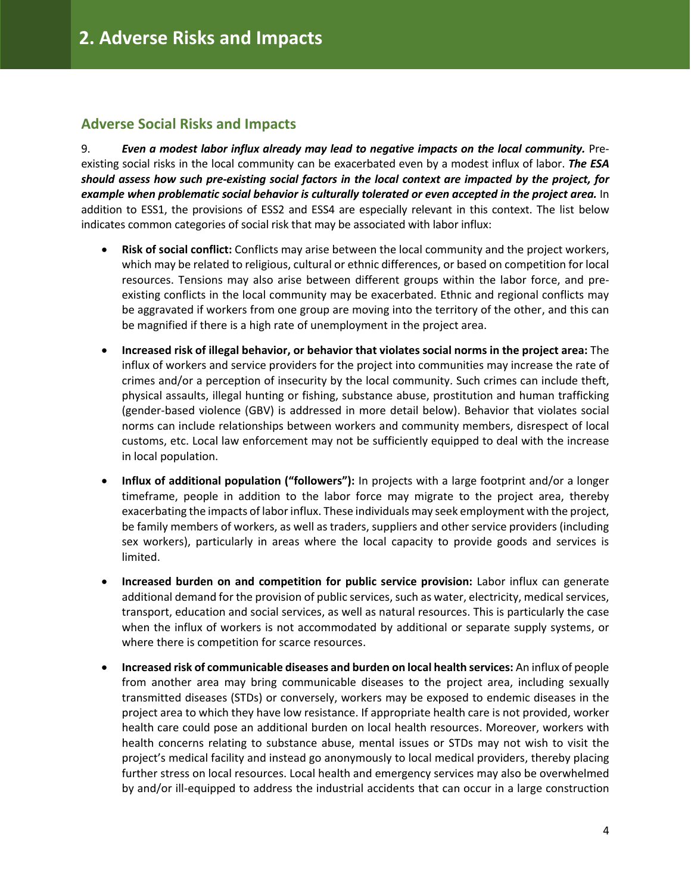# 2. Adverse Risks and Impacts

## Adverse Social Risks and Impacts

9. ***Even a modest labor influx already may lead to negative impacts on the local community.*** Pre-existing social risks in the local community can be exacerbated even by a modest influx of labor. ***The ESA should assess how such pre-existing social factors in the local context are impacted by the project, for example when problematic social behavior is culturally tolerated or even accepted in the project area.*** In addition to ESS1, the provisions of ESS2 and ESS4 are especially relevant in this context. The list below indicates common categories of social risk that may be associated with labor influx:

- **Risk of social conflict:** Conflicts may arise between the local community and the project workers, which may be related to religious, cultural or ethnic differences, or based on competition for local resources. Tensions may also arise between different groups within the labor force, and pre-existing conflicts in the local community may be exacerbated. Ethnic and regional conflicts may be aggravated if workers from one group are moving into the territory of the other, and this can be magnified if there is a high rate of unemployment in the project area.

- **Increased risk of illegal behavior, or behavior that violates social norms in the project area:** The influx of workers and service providers for the project into communities may increase the rate of crimes and/or a perception of insecurity by the local community. Such crimes can include theft, physical assaults, illegal hunting or fishing, substance abuse, prostitution and human trafficking (gender-based violence (GBV) is addressed in more detail below). Behavior that violates social norms can include relationships between workers and community members, disrespect of local customs, etc. Local law enforcement may not be sufficiently equipped to deal with the increase in local population.

- **Influx of additional population ("followers"):** In projects with a large footprint and/or a longer timeframe, people in addition to the labor force may migrate to the project area, thereby exacerbating the impacts of labor influx. These individuals may seek employment with the project, be family members of workers, as well as traders, suppliers and other service providers (including sex workers), particularly in areas where the local capacity to provide goods and services is limited.

- **Increased burden on and competition for public service provision:** Labor influx can generate additional demand for the provision of public services, such as water, electricity, medical services, transport, education and social services, as well as natural resources. This is particularly the case when the influx of workers is not accommodated by additional or separate supply systems, or where there is competition for scarce resources.

- **Increased risk of communicable diseases and burden on local health services:** An influx of people from another area may bring communicable diseases to the project area, including sexually transmitted diseases (STDs) or conversely, workers may be exposed to endemic diseases in the project area to which they have low resistance. If appropriate health care is not provided, worker health care could pose an additional burden on local health resources. Moreover, workers with health concerns relating to substance abuse, mental issues or STDs may not wish to visit the project's medical facility and instead go anonymously to local medical providers, thereby placing further stress on local resources. Local health and emergency services may also be overwhelmed by and/or ill-equipped to address the industrial accidents that can occur in a large construction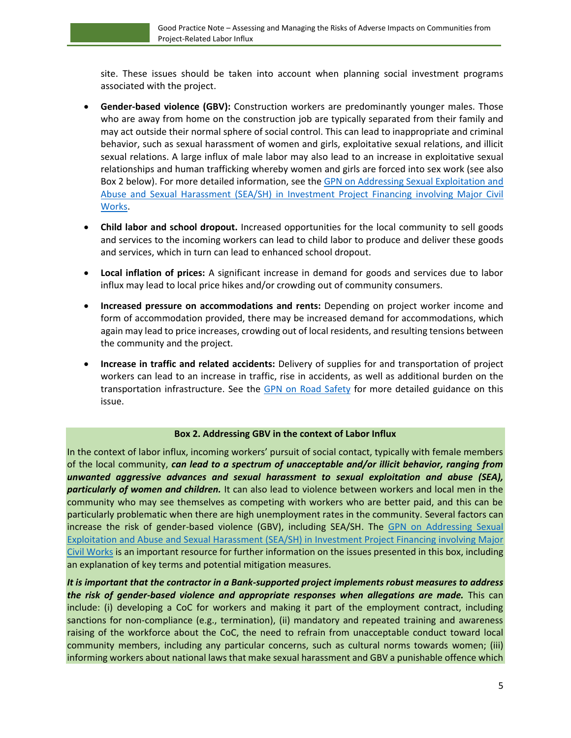site. These issues should be taken into account when planning social investment programs associated with the project.

- **Gender-based violence (GBV):** Construction workers are predominantly younger males. Those who are away from home on the construction job are typically separated from their family and may act outside their normal sphere of social control. This can lead to inappropriate and criminal behavior, such as sexual harassment of women and girls, exploitative sexual relations, and illicit sexual relations. A large influx of male labor may also lead to an increase in exploitative sexual relationships and human trafficking whereby women and girls are forced into sex work (see also Box 2 below). For more detailed information, see the GPN on Addressing Sexual Exploitation and Abuse and Sexual Harassment (SEA/SH) in Investment Project Financing involving Major Civil Works.

- **Child labor and school dropout.** Increased opportunities for the local community to sell goods and services to the incoming workers can lead to child labor to produce and deliver these goods and services, which in turn can lead to enhanced school dropout.

- **Local inflation of prices:** A significant increase in demand for goods and services due to labor influx may lead to local price hikes and/or crowding out of community consumers.

- **Increased pressure on accommodations and rents:** Depending on project worker income and form of accommodation provided, there may be increased demand for accommodations, which again may lead to price increases, crowding out of local residents, and resulting tensions between the community and the project.

- **Increase in traffic and related accidents:** Delivery of supplies for and transportation of project workers can lead to an increase in traffic, rise in accidents, as well as additional burden on the transportation infrastructure. See the GPN on Road Safety for more detailed guidance on this issue.

**Box 2. Addressing GBV in the context of Labor Influx**

In the context of labor influx, incoming workers' pursuit of social contact, typically with female members of the local community, ***can lead to a spectrum of unacceptable and/or illicit behavior, ranging from unwanted aggressive advances and sexual harassment to sexual exploitation and abuse (SEA), particularly of women and children.*** It can also lead to violence between workers and local men in the community who may see themselves as competing with workers who are better paid, and this can be particularly problematic when there are high unemployment rates in the community. Several factors can increase the risk of gender-based violence (GBV), including SEA/SH. The GPN on Addressing Sexual Exploitation and Abuse and Sexual Harassment (SEA/SH) in Investment Project Financing involving Major Civil Works is an important resource for further information on the issues presented in this box, including an explanation of key terms and potential mitigation measures.

***It is important that the contractor in a Bank-supported project implements robust measures to address the risk of gender-based violence and appropriate responses when allegations are made.*** This can include: (i) developing a CoC for workers and making it part of the employment contract, including sanctions for non-compliance (e.g., termination), (ii) mandatory and repeated training and awareness raising of the workforce about the CoC, the need to refrain from unacceptable conduct toward local community members, including any particular concerns, such as cultural norms towards women; (iii) informing workers about national laws that make sexual harassment and GBV a punishable offence which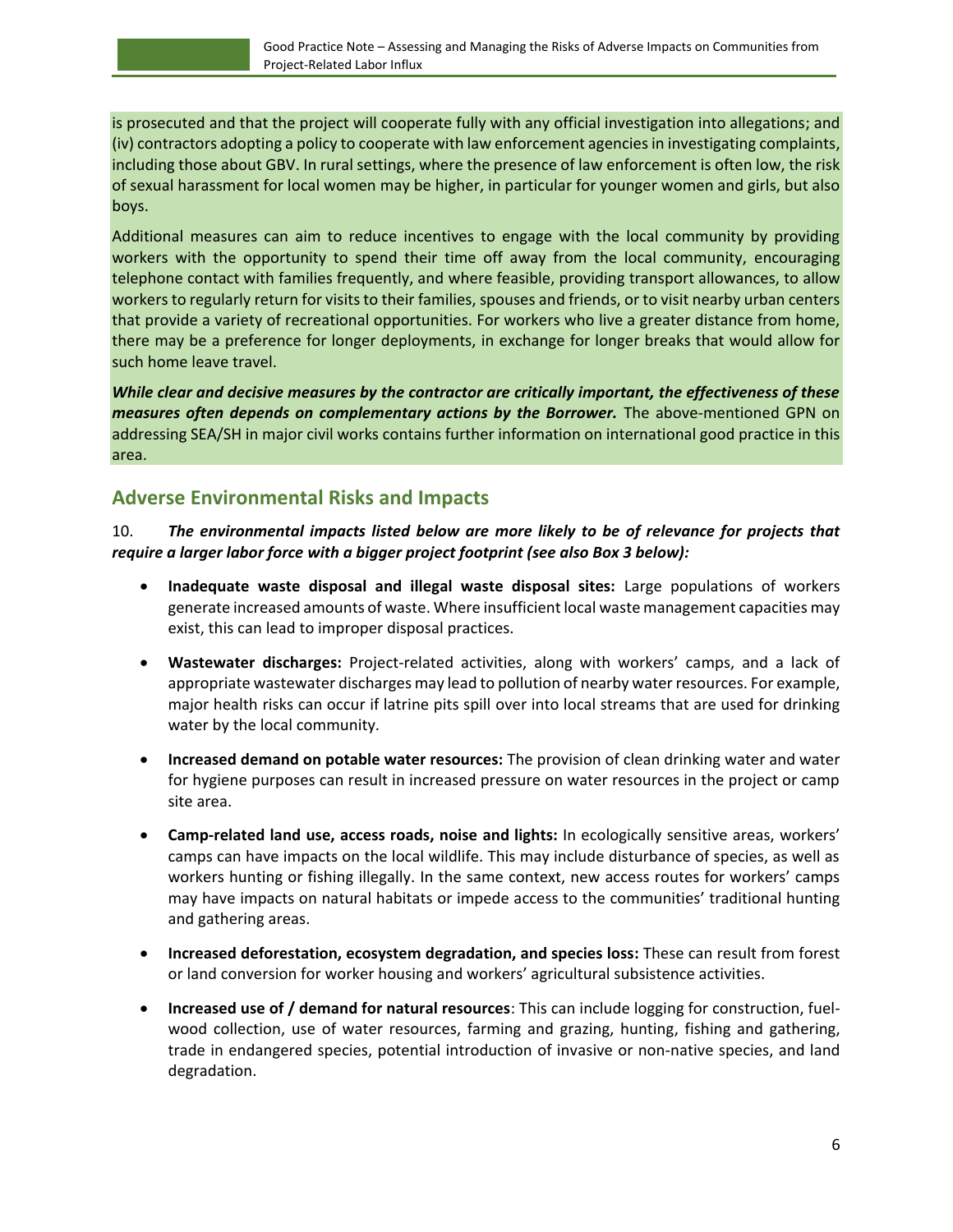is prosecuted and that the project will cooperate fully with any official investigation into allegations; and (iv) contractors adopting a policy to cooperate with law enforcement agencies in investigating complaints, including those about GBV. In rural settings, where the presence of law enforcement is often low, the risk of sexual harassment for local women may be higher, in particular for younger women and girls, but also boys.

Additional measures can aim to reduce incentives to engage with the local community by providing workers with the opportunity to spend their time off away from the local community, encouraging telephone contact with families frequently, and where feasible, providing transport allowances, to allow workers to regularly return for visits to their families, spouses and friends, or to visit nearby urban centers that provide a variety of recreational opportunities. For workers who live a greater distance from home, there may be a preference for longer deployments, in exchange for longer breaks that would allow for such home leave travel.

***While clear and decisive measures by the contractor are critically important, the effectiveness of these measures often depends on complementary actions by the Borrower.*** The above-mentioned GPN on addressing SEA/SH in major civil works contains further information on international good practice in this area.

## Adverse Environmental Risks and Impacts

10. ***The environmental impacts listed below are more likely to be of relevance for projects that require a larger labor force with a bigger project footprint (see also Box 3 below):***

- **Inadequate waste disposal and illegal waste disposal sites:** Large populations of workers generate increased amounts of waste. Where insufficient local waste management capacities may exist, this can lead to improper disposal practices.
- **Wastewater discharges:** Project-related activities, along with workers' camps, and a lack of appropriate wastewater discharges may lead to pollution of nearby water resources. For example, major health risks can occur if latrine pits spill over into local streams that are used for drinking water by the local community.
- **Increased demand on potable water resources:** The provision of clean drinking water and water for hygiene purposes can result in increased pressure on water resources in the project or camp site area.
- **Camp-related land use, access roads, noise and lights:** In ecologically sensitive areas, workers' camps can have impacts on the local wildlife. This may include disturbance of species, as well as workers hunting or fishing illegally. In the same context, new access routes for workers' camps may have impacts on natural habitats or impede access to the communities' traditional hunting and gathering areas.
- **Increased deforestation, ecosystem degradation, and species loss:** These can result from forest or land conversion for worker housing and workers' agricultural subsistence activities.
- **Increased use of / demand for natural resources**: This can include logging for construction, fuel-wood collection, use of water resources, farming and grazing, hunting, fishing and gathering, trade in endangered species, potential introduction of invasive or non-native species, and land degradation.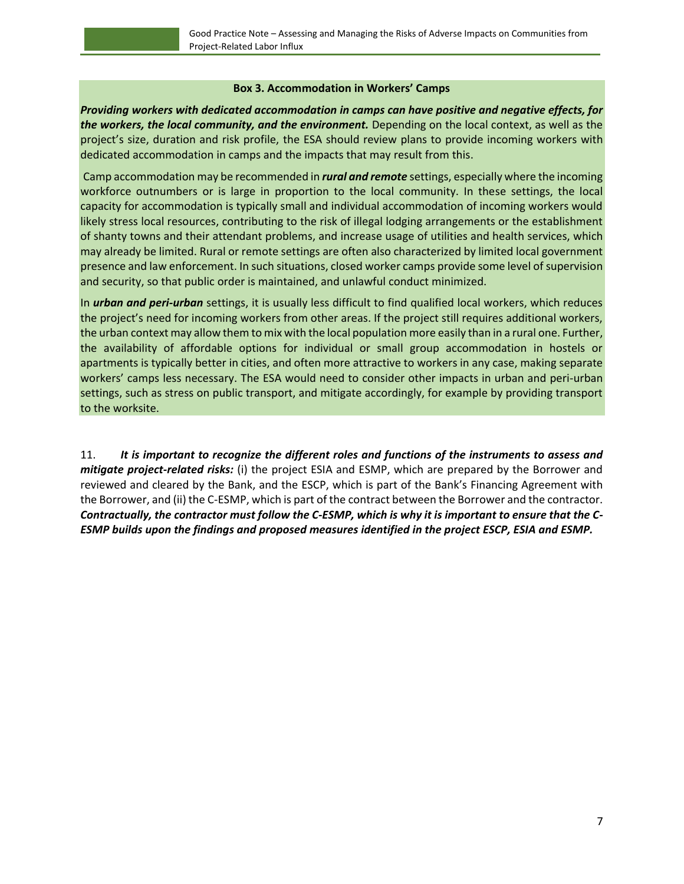**Box 3. Accommodation in Workers' Camps**

***Providing workers with dedicated accommodation in camps can have positive and negative effects, for the workers, the local community, and the environment.*** Depending on the local context, as well as the project's size, duration and risk profile, the ESA should review plans to provide incoming workers with dedicated accommodation in camps and the impacts that may result from this.

Camp accommodation may be recommended in ***rural and remote*** settings, especially where the incoming workforce outnumbers or is large in proportion to the local community. In these settings, the local capacity for accommodation is typically small and individual accommodation of incoming workers would likely stress local resources, contributing to the risk of illegal lodging arrangements or the establishment of shanty towns and their attendant problems, and increase usage of utilities and health services, which may already be limited. Rural or remote settings are often also characterized by limited local government presence and law enforcement. In such situations, closed worker camps provide some level of supervision and security, so that public order is maintained, and unlawful conduct minimized.

In ***urban and peri-urban*** settings, it is usually less difficult to find qualified local workers, which reduces the project's need for incoming workers from other areas. If the project still requires additional workers, the urban context may allow them to mix with the local population more easily than in a rural one. Further, the availability of affordable options for individual or small group accommodation in hostels or apartments is typically better in cities, and often more attractive to workers in any case, making separate workers' camps less necessary. The ESA would need to consider other impacts in urban and peri-urban settings, such as stress on public transport, and mitigate accordingly, for example by providing transport to the worksite.

11. ***It is important to recognize the different roles and functions of the instruments to assess and mitigate project-related risks:*** (i) the project ESIA and ESMP, which are prepared by the Borrower and reviewed and cleared by the Bank, and the ESCP, which is part of the Bank's Financing Agreement with the Borrower, and (ii) the C-ESMP, which is part of the contract between the Borrower and the contractor. ***Contractually, the contractor must follow the C-ESMP, which is why it is important to ensure that the C-ESMP builds upon the findings and proposed measures identified in the project ESCP, ESIA and ESMP.***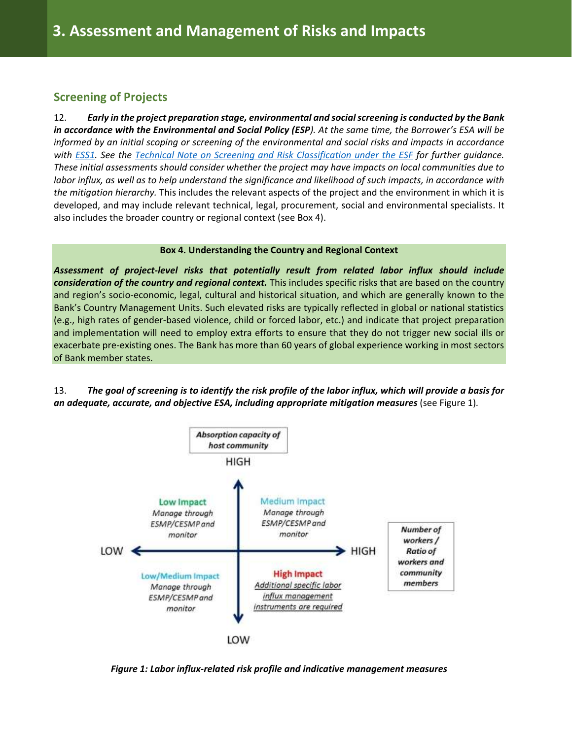# 3. Assessment and Management of Risks and Impacts

## Screening of Projects

12. ***Early in the project preparation stage, environmental and social screening is conducted by the Bank in accordance with the Environmental and Social Policy (ESP)****. At the same time, the Borrower's ESA will be informed by an initial scoping or screening of the environmental and social risks and impacts in accordance with ESS1. See the Technical Note on Screening and Risk Classification under the ESF for further guidance. These initial assessments should consider whether the project may have impacts on local communities due to labor influx, as well as to help understand the significance and likelihood of such impacts, in accordance with the mitigation hierarchy.* This includes the relevant aspects of the project and the environment in which it is developed, and may include relevant technical, legal, procurement, social and environmental specialists. It also includes the broader country or regional context (see Box 4).

> **Box 4. Understanding the Country and Regional Context**
>
> ***Assessment of project-level risks that potentially result from related labor influx should include consideration of the country and regional context.*** This includes specific risks that are based on the country and region's socio-economic, legal, cultural and historical situation, and which are generally known to the Bank's Country Management Units. Such elevated risks are typically reflected in global or national statistics (e.g., high rates of gender-based violence, child or forced labor, etc.) and indicate that project preparation and implementation will need to employ extra efforts to ensure that they do not trigger new social ills or exacerbate pre-existing ones. The Bank has more than 60 years of global experience working in most sectors of Bank member states.

13. ***The goal of screening is to identify the risk profile of the labor influx, which will provide a basis for an adequate, accurate, and objective ESA, including appropriate mitigation measures*** (see Figure 1).

| Absorption capacity of host community | Number of workers / Ratio of workers and community members: LOW | Number of workers / Ratio of workers and community members: HIGH |
|---|---|---|
| HIGH | **Low Impact** – *Manage through ESMP/CESMP and monitor* | **Medium Impact** – *Manage through ESMP/CESMP and monitor* |
| LOW | **Low/Medium Impact** – *Manage through ESMP/CESMP and monitor* | **High Impact** – *Additional specific labor influx management instruments are required* |

*Figure 1: Labor influx-related risk profile and indicative management measures*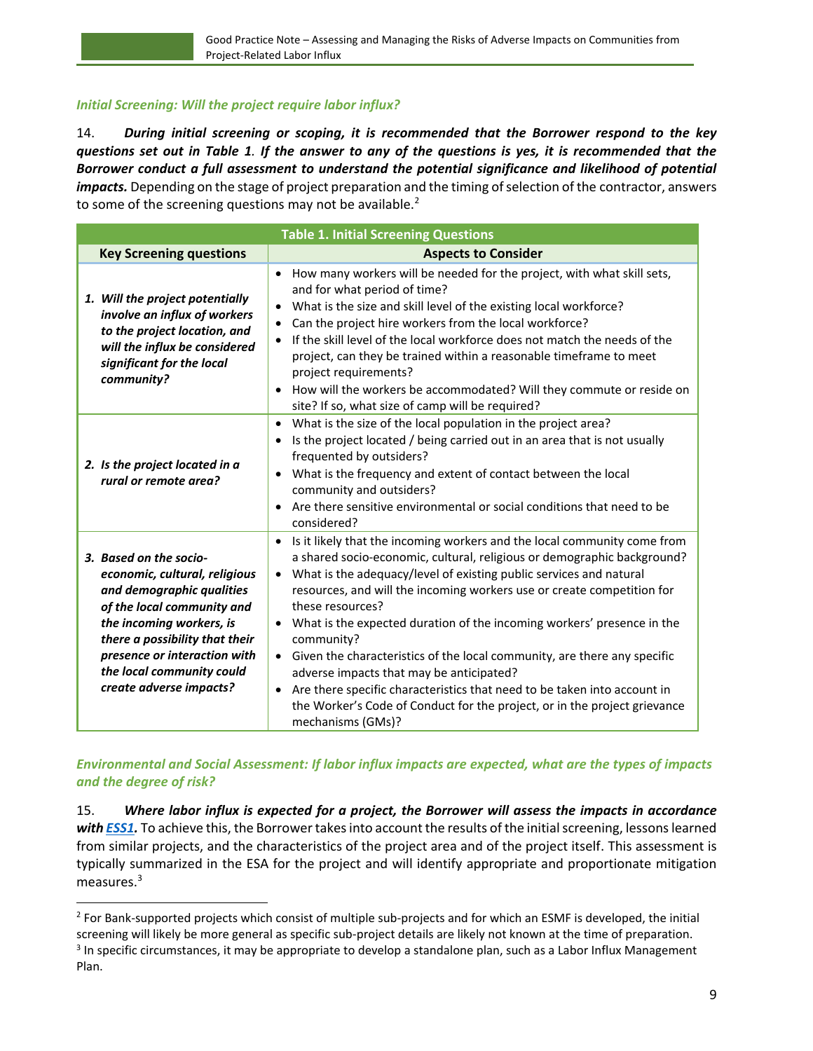### *Initial Screening: Will the project require labor influx?*

14. ***During initial screening or scoping, it is recommended that the Borrower respond to the key questions set out in Table 1. If the answer to any of the questions is yes, it is recommended that the Borrower conduct a full assessment to understand the potential significance and likelihood of potential impacts.*** Depending on the stage of project preparation and the timing of selection of the contractor, answers to some of the screening questions may not be available.[2]

| Table 1. Initial Screening Questions | |
|---|---|
| **Key Screening questions** | **Aspects to Consider** |
| ***1. Will the project potentially involve an influx of workers to the project location, and will the influx be considered significant for the local community?*** | • How many workers will be needed for the project, with what skill sets, and for what period of time?<br>• What is the size and skill level of the existing local workforce?<br>• Can the project hire workers from the local workforce?<br>• If the skill level of the local workforce does not match the needs of the project, can they be trained within a reasonable timeframe to meet project requirements?<br>• How will the workers be accommodated? Will they commute or reside on site? If so, what size of camp will be required? |
| ***2. Is the project located in a rural or remote area?*** | • What is the size of the local population in the project area?<br>• Is the project located / being carried out in an area that is not usually frequented by outsiders?<br>• What is the frequency and extent of contact between the local community and outsiders?<br>• Are there sensitive environmental or social conditions that need to be considered? |
| ***3. Based on the socio-economic, cultural, religious and demographic qualities of the local community and the incoming workers, is there a possibility that their presence or interaction with the local community could create adverse impacts?*** | • Is it likely that the incoming workers and the local community come from a shared socio-economic, cultural, religious or demographic background?<br>• What is the adequacy/level of existing public services and natural resources, and will the incoming workers use or create competition for these resources?<br>• What is the expected duration of the incoming workers' presence in the community?<br>• Given the characteristics of the local community, are there any specific adverse impacts that may be anticipated?<br>• Are there specific characteristics that need to be taken into account in the Worker's Code of Conduct for the project, or in the project grievance mechanisms (GMs)? |

### *Environmental and Social Assessment: If labor influx impacts are expected, what are the types of impacts and the degree of risk?*

15. ***Where labor influx is expected for a project, the Borrower will assess the impacts in accordance with ESS1.*** To achieve this, the Borrower takes into account the results of the initial screening, lessons learned from similar projects, and the characteristics of the project area and of the project itself. This assessment is typically summarized in the ESA for the project and will identify appropriate and proportionate mitigation measures.[3]

---

[2] For Bank-supported projects which consist of multiple sub-projects and for which an ESMF is developed, the initial screening will likely be more general as specific sub-project details are likely not known at the time of preparation.

[3] In specific circumstances, it may be appropriate to develop a standalone plan, such as a Labor Influx Management Plan.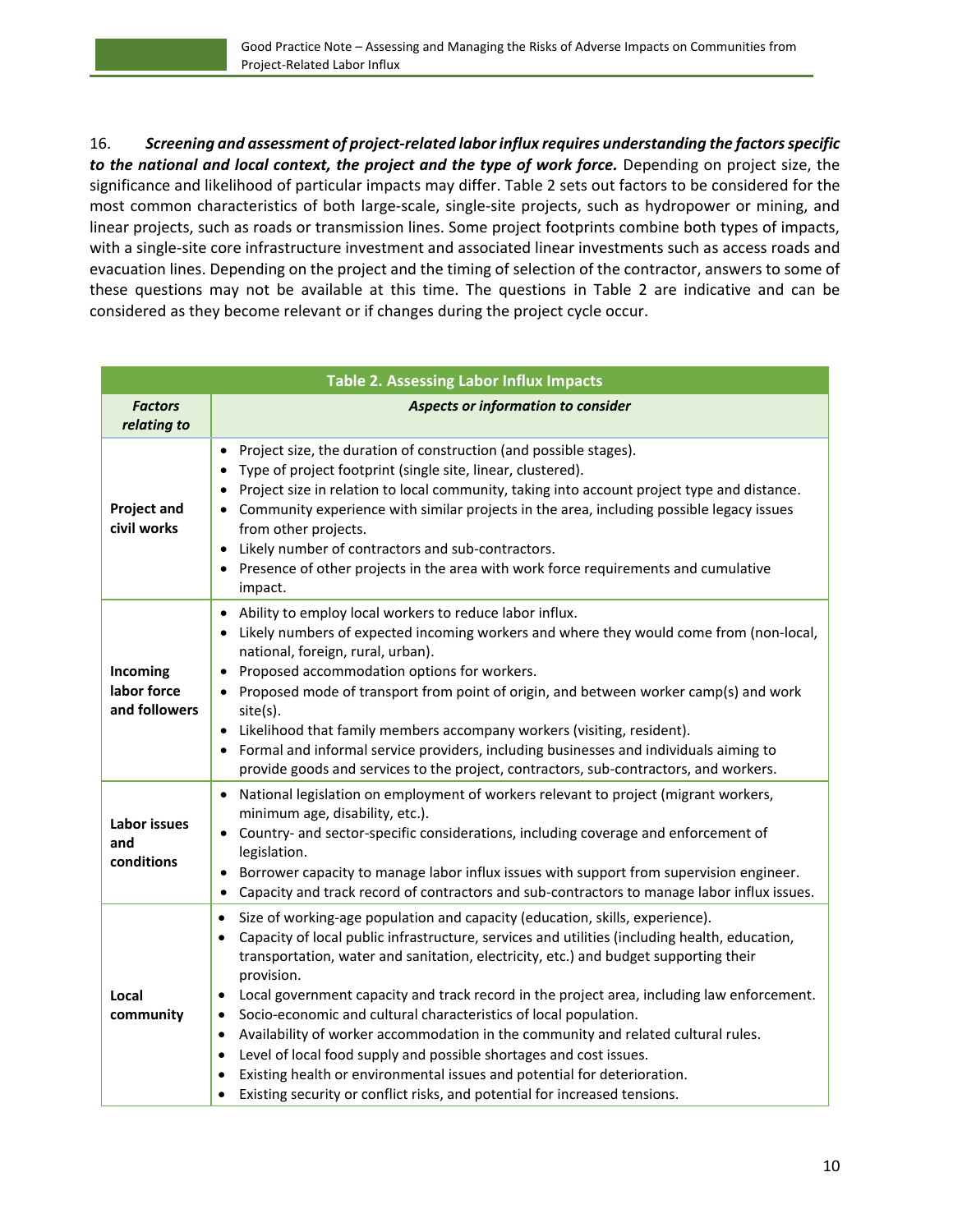16. ***Screening and assessment of project-related labor influx requires understanding the factors specific to the national and local context, the project and the type of work force.*** Depending on project size, the significance and likelihood of particular impacts may differ. Table 2 sets out factors to be considered for the most common characteristics of both large-scale, single-site projects, such as hydropower or mining, and linear projects, such as roads or transmission lines. Some project footprints combine both types of impacts, with a single-site core infrastructure investment and associated linear investments such as access roads and evacuation lines. Depending on the project and the timing of selection of the contractor, answers to some of these questions may not be available at this time. The questions in Table 2 are indicative and can be considered as they become relevant or if changes during the project cycle occur.

**Table 2. Assessing Labor Influx Impacts**

| *Factors relating to* | *Aspects or information to consider* |
|---|---|
| **Project and civil works** | • Project size, the duration of construction (and possible stages).<br>• Type of project footprint (single site, linear, clustered).<br>• Project size in relation to local community, taking into account project type and distance.<br>• Community experience with similar projects in the area, including possible legacy issues from other projects.<br>• Likely number of contractors and sub-contractors.<br>• Presence of other projects in the area with work force requirements and cumulative impact. |
| **Incoming labor force and followers** | • Ability to employ local workers to reduce labor influx.<br>• Likely numbers of expected incoming workers and where they would come from (non-local, national, foreign, rural, urban).<br>• Proposed accommodation options for workers.<br>• Proposed mode of transport from point of origin, and between worker camp(s) and work site(s).<br>• Likelihood that family members accompany workers (visiting, resident).<br>• Formal and informal service providers, including businesses and individuals aiming to provide goods and services to the project, contractors, sub-contractors, and workers. |
| **Labor issues and conditions** | • National legislation on employment of workers relevant to project (migrant workers, minimum age, disability, etc.).<br>• Country- and sector-specific considerations, including coverage and enforcement of legislation.<br>• Borrower capacity to manage labor influx issues with support from supervision engineer.<br>• Capacity and track record of contractors and sub-contractors to manage labor influx issues. |
| **Local community** | • Size of working-age population and capacity (education, skills, experience).<br>• Capacity of local public infrastructure, services and utilities (including health, education, transportation, water and sanitation, electricity, etc.) and budget supporting their provision.<br>• Local government capacity and track record in the project area, including law enforcement.<br>• Socio-economic and cultural characteristics of local population.<br>• Availability of worker accommodation in the community and related cultural rules.<br>• Level of local food supply and possible shortages and cost issues.<br>• Existing health or environmental issues and potential for deterioration.<br>• Existing security or conflict risks, and potential for increased tensions. |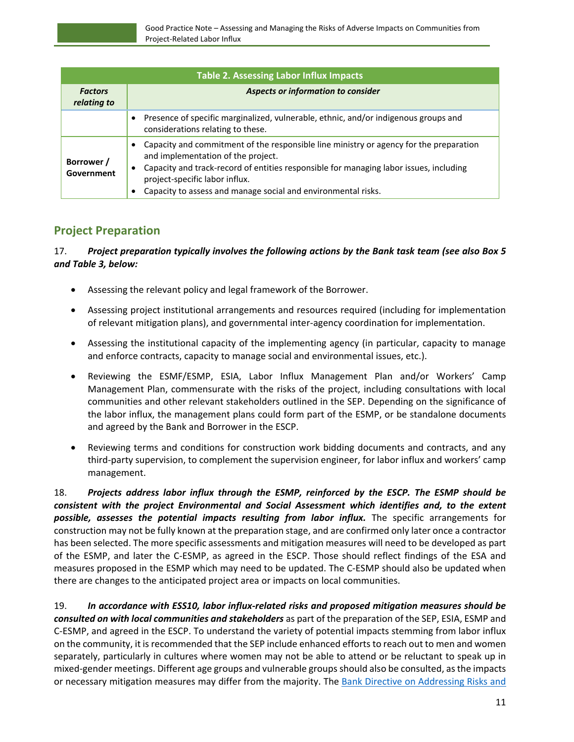| Table 2. Assessing Labor Influx Impacts | |
|---|---|
| ***Factors relating to*** | ***Aspects or information to consider*** |
| | • Presence of specific marginalized, vulnerable, ethnic, and/or indigenous groups and considerations relating to these. |
| **Borrower / Government** | • Capacity and commitment of the responsible line ministry or agency for the preparation and implementation of the project.<br>• Capacity and track-record of entities responsible for managing labor issues, including project-specific labor influx.<br>• Capacity to assess and manage social and environmental risks. |

## Project Preparation

17. ***Project preparation typically involves the following actions by the Bank task team (see also Box 5 and Table 3, below:***

- Assessing the relevant policy and legal framework of the Borrower.
- Assessing project institutional arrangements and resources required (including for implementation of relevant mitigation plans), and governmental inter-agency coordination for implementation.
- Assessing the institutional capacity of the implementing agency (in particular, capacity to manage and enforce contracts, capacity to manage social and environmental issues, etc.).
- Reviewing the ESMF/ESMP, ESIA, Labor Influx Management Plan and/or Workers' Camp Management Plan, commensurate with the risks of the project, including consultations with local communities and other relevant stakeholders outlined in the SEP. Depending on the significance of the labor influx, the management plans could form part of the ESMP, or be standalone documents and agreed by the Bank and Borrower in the ESCP.
- Reviewing terms and conditions for construction work bidding documents and contracts, and any third-party supervision, to complement the supervision engineer, for labor influx and workers' camp management.

18. ***Projects address labor influx through the ESMP, reinforced by the ESCP. The ESMP should be consistent with the project Environmental and Social Assessment which identifies and, to the extent possible, assesses the potential impacts resulting from labor influx.*** The specific arrangements for construction may not be fully known at the preparation stage, and are confirmed only later once a contractor has been selected. The more specific assessments and mitigation measures will need to be developed as part of the ESMP, and later the C-ESMP, as agreed in the ESCP. Those should reflect findings of the ESA and measures proposed in the ESMP which may need to be updated. The C-ESMP should also be updated when there are changes to the anticipated project area or impacts on local communities.

19. ***In accordance with ESS10, labor influx-related risks and proposed mitigation measures should be consulted on with local communities and stakeholders*** as part of the preparation of the SEP, ESIA, ESMP and C-ESMP, and agreed in the ESCP. To understand the variety of potential impacts stemming from labor influx on the community, it is recommended that the SEP include enhanced efforts to reach out to men and women separately, particularly in cultures where women may not be able to attend or be reluctant to speak up in mixed-gender meetings. Different age groups and vulnerable groups should also be consulted, as the impacts or necessary mitigation measures may differ from the majority. The Bank Directive on Addressing Risks and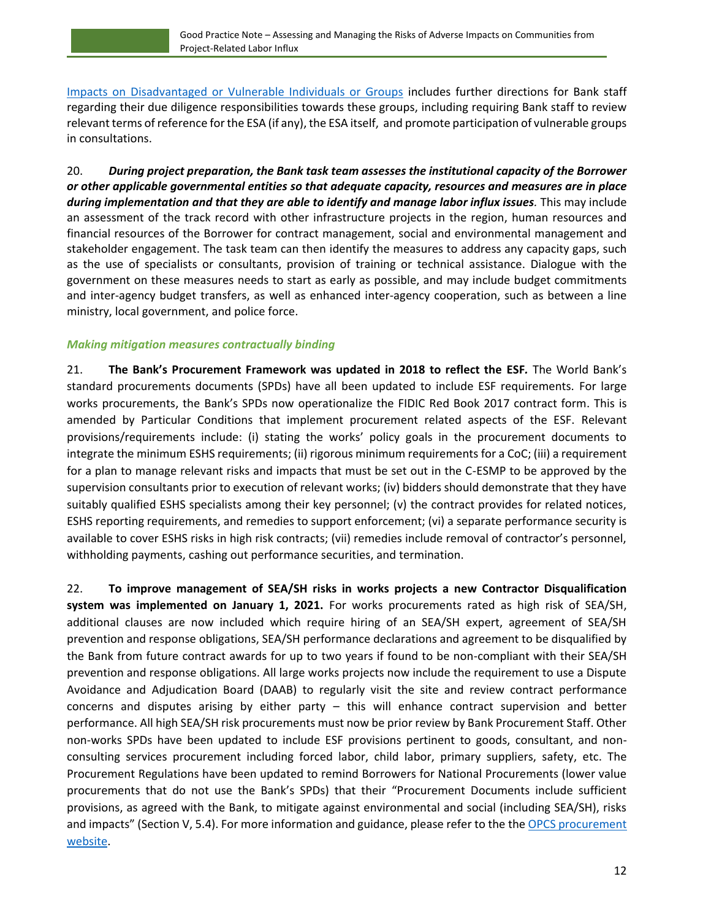Impacts on Disadvantaged or Vulnerable Individuals or Groups includes further directions for Bank staff regarding their due diligence responsibilities towards these groups, including requiring Bank staff to review relevant terms of reference for the ESA (if any), the ESA itself, and promote participation of vulnerable groups in consultations.

20. ***During project preparation, the Bank task team assesses the institutional capacity of the Borrower or other applicable governmental entities so that adequate capacity, resources and measures are in place during implementation and that they are able to identify and manage labor influx issues***. This may include an assessment of the track record with other infrastructure projects in the region, human resources and financial resources of the Borrower for contract management, social and environmental management and stakeholder engagement. The task team can then identify the measures to address any capacity gaps, such as the use of specialists or consultants, provision of training or technical assistance. Dialogue with the government on these measures needs to start as early as possible, and may include budget commitments and inter-agency budget transfers, as well as enhanced inter-agency cooperation, such as between a line ministry, local government, and police force.

### *Making mitigation measures contractually binding*

21. **The Bank's Procurement Framework was updated in 2018 to reflect the ESF.** The World Bank's standard procurements documents (SPDs) have all been updated to include ESF requirements. For large works procurements, the Bank's SPDs now operationalize the FIDIC Red Book 2017 contract form. This is amended by Particular Conditions that implement procurement related aspects of the ESF. Relevant provisions/requirements include: (i) stating the works' policy goals in the procurement documents to integrate the minimum ESHS requirements; (ii) rigorous minimum requirements for a CoC; (iii) a requirement for a plan to manage relevant risks and impacts that must be set out in the C-ESMP to be approved by the supervision consultants prior to execution of relevant works; (iv) bidders should demonstrate that they have suitably qualified ESHS specialists among their key personnel; (v) the contract provides for related notices, ESHS reporting requirements, and remedies to support enforcement; (vi) a separate performance security is available to cover ESHS risks in high risk contracts; (vii) remedies include removal of contractor's personnel, withholding payments, cashing out performance securities, and termination.

22. **To improve management of SEA/SH risks in works projects a new Contractor Disqualification system was implemented on January 1, 2021.** For works procurements rated as high risk of SEA/SH, additional clauses are now included which require hiring of an SEA/SH expert, agreement of SEA/SH prevention and response obligations, SEA/SH performance declarations and agreement to be disqualified by the Bank from future contract awards for up to two years if found to be non-compliant with their SEA/SH prevention and response obligations. All large works projects now include the requirement to use a Dispute Avoidance and Adjudication Board (DAAB) to regularly visit the site and review contract performance concerns and disputes arising by either party – this will enhance contract supervision and better performance. All high SEA/SH risk procurements must now be prior review by Bank Procurement Staff. Other non-works SPDs have been updated to include ESF provisions pertinent to goods, consultant, and non-consulting services procurement including forced labor, child labor, primary suppliers, safety, etc. The Procurement Regulations have been updated to remind Borrowers for National Procurements (lower value procurements that do not use the Bank's SPDs) that their "Procurement Documents include sufficient provisions, as agreed with the Bank, to mitigate against environmental and social (including SEA/SH), risks and impacts" (Section V, 5.4). For more information and guidance, please refer to the the OPCS procurement website.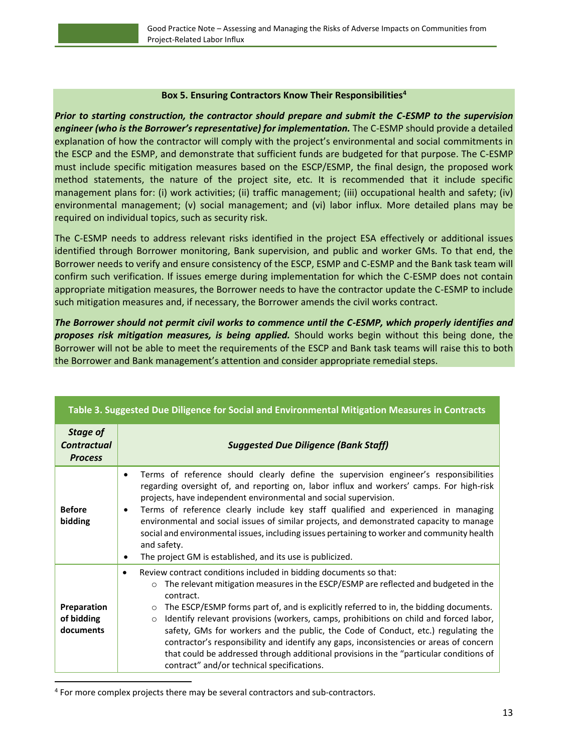**Box 5. Ensuring Contractors Know Their Responsibilities**[4]

***Prior to starting construction, the contractor should prepare and submit the C-ESMP to the supervision engineer (who is the Borrower's representative) for implementation.*** The C-ESMP should provide a detailed explanation of how the contractor will comply with the project's environmental and social commitments in the ESCP and the ESMP, and demonstrate that sufficient funds are budgeted for that purpose. The C-ESMP must include specific mitigation measures based on the ESCP/ESMP, the final design, the proposed work method statements, the nature of the project site, etc. It is recommended that it include specific management plans for: (i) work activities; (ii) traffic management; (iii) occupational health and safety; (iv) environmental management; (v) social management; and (vi) labor influx. More detailed plans may be required on individual topics, such as security risk.

The C-ESMP needs to address relevant risks identified in the project ESA effectively or additional issues identified through Borrower monitoring, Bank supervision, and public and worker GMs. To that end, the Borrower needs to verify and ensure consistency of the ESCP, ESMP and C-ESMP and the Bank task team will confirm such verification. If issues emerge during implementation for which the C-ESMP does not contain appropriate mitigation measures, the Borrower needs to have the contractor update the C-ESMP to include such mitigation measures and, if necessary, the Borrower amends the civil works contract.

***The Borrower should not permit civil works to commence until the C-ESMP, which properly identifies and proposes risk mitigation measures, is being applied.*** Should works begin without this being done, the Borrower will not be able to meet the requirements of the ESCP and Bank task teams will raise this to both the Borrower and Bank management's attention and consider appropriate remedial steps.

**Table 3. Suggested Due Diligence for Social and Environmental Mitigation Measures in Contracts**

| ***Stage of Contractual Process*** | ***Suggested Due Diligence (Bank Staff)*** |
|---|---|
| **Before bidding** | • Terms of reference should clearly define the supervision engineer's responsibilities regarding oversight of, and reporting on, labor influx and workers' camps. For high-risk projects, have independent environmental and social supervision.<br>• Terms of reference clearly include key staff qualified and experienced in managing environmental and social issues of similar projects, and demonstrated capacity to manage social and environmental issues, including issues pertaining to worker and community health and safety.<br>• The project GM is established, and its use is publicized. |
| **Preparation of bidding documents** | • Review contract conditions included in bidding documents so that:<br>&nbsp;&nbsp;○ The relevant mitigation measures in the ESCP/ESMP are reflected and budgeted in the contract.<br>&nbsp;&nbsp;○ The ESCP/ESMP forms part of, and is explicitly referred to in, the bidding documents.<br>&nbsp;&nbsp;○ Identify relevant provisions (workers, camps, prohibitions on child and forced labor, safety, GMs for workers and the public, the Code of Conduct, etc.) regulating the contractor's responsibility and identify any gaps, inconsistencies or areas of concern that could be addressed through additional provisions in the "particular conditions of contract" and/or technical specifications. |

[4] For more complex projects there may be several contractors and sub-contractors.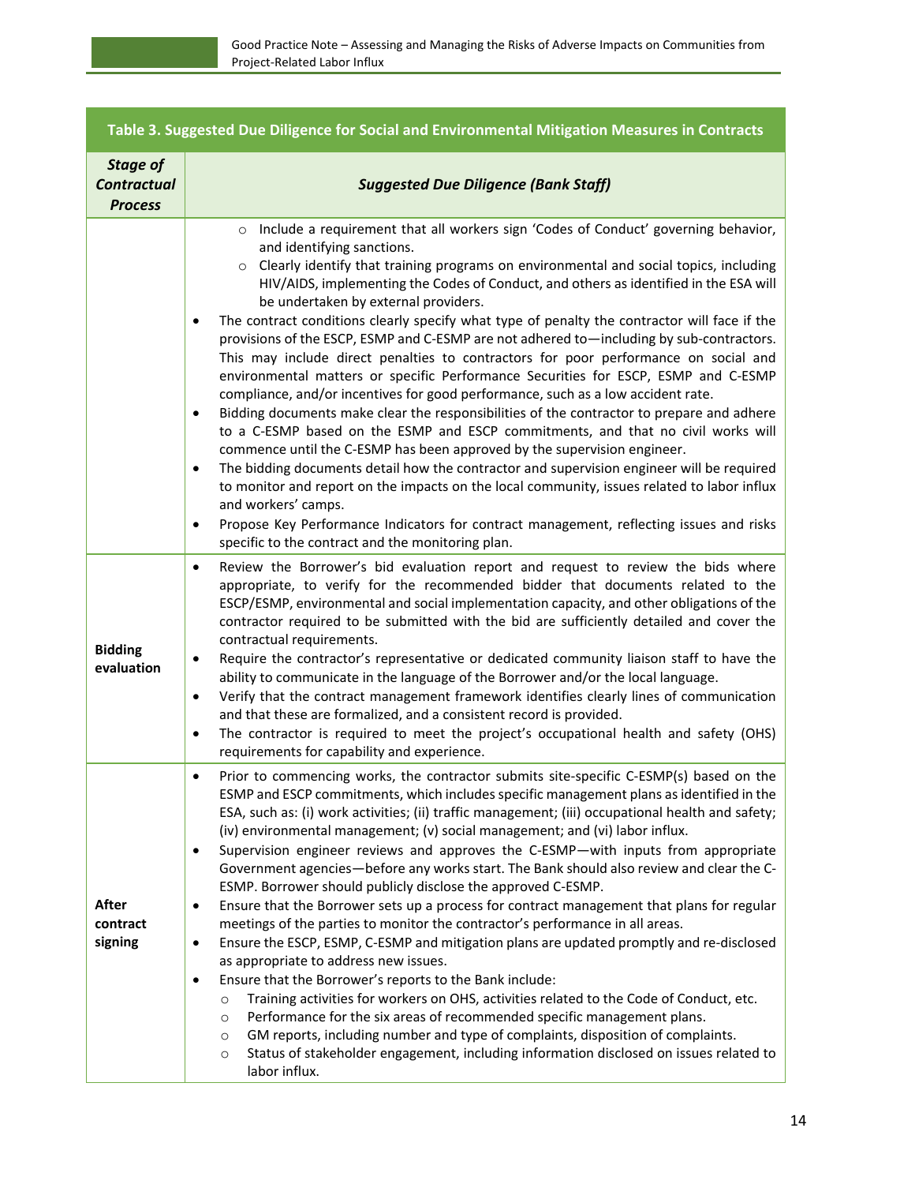**Table 3. Suggested Due Diligence for Social and Environmental Mitigation Measures in Contracts**

| *Stage of Contractual Process* | *Suggested Due Diligence (Bank Staff)* |
|---|---|
| | ○ Include a requirement that all workers sign 'Codes of Conduct' governing behavior, and identifying sanctions.<br>○ Clearly identify that training programs on environmental and social topics, including HIV/AIDS, implementing the Codes of Conduct, and others as identified in the ESA will be undertaken by external providers.<br>• The contract conditions clearly specify what type of penalty the contractor will face if the provisions of the ESCP, ESMP and C-ESMP are not adhered to—including by sub-contractors. This may include direct penalties to contractors for poor performance on social and environmental matters or specific Performance Securities for ESCP, ESMP and C-ESMP compliance, and/or incentives for good performance, such as a low accident rate.<br>• Bidding documents make clear the responsibilities of the contractor to prepare and adhere to a C-ESMP based on the ESMP and ESCP commitments, and that no civil works will commence until the C-ESMP has been approved by the supervision engineer.<br>• The bidding documents detail how the contractor and supervision engineer will be required to monitor and report on the impacts on the local community, issues related to labor influx and workers' camps.<br>• Propose Key Performance Indicators for contract management, reflecting issues and risks specific to the contract and the monitoring plan. |
| **Bidding evaluation** | • Review the Borrower's bid evaluation report and request to review the bids where appropriate, to verify for the recommended bidder that documents related to the ESCP/ESMP, environmental and social implementation capacity, and other obligations of the contractor required to be submitted with the bid are sufficiently detailed and cover the contractual requirements.<br>• Require the contractor's representative or dedicated community liaison staff to have the ability to communicate in the language of the Borrower and/or the local language.<br>• Verify that the contract management framework identifies clearly lines of communication and that these are formalized, and a consistent record is provided.<br>• The contractor is required to meet the project's occupational health and safety (OHS) requirements for capability and experience. |
| **After contract signing** | • Prior to commencing works, the contractor submits site-specific C-ESMP(s) based on the ESMP and ESCP commitments, which includes specific management plans as identified in the ESA, such as: (i) work activities; (ii) traffic management; (iii) occupational health and safety; (iv) environmental management; (v) social management; and (vi) labor influx.<br>• Supervision engineer reviews and approves the C-ESMP—with inputs from appropriate Government agencies—before any works start. The Bank should also review and clear the C-ESMP. Borrower should publicly disclose the approved C-ESMP.<br>• Ensure that the Borrower sets up a process for contract management that plans for regular meetings of the parties to monitor the contractor's performance in all areas.<br>• Ensure the ESCP, ESMP, C-ESMP and mitigation plans are updated promptly and re-disclosed as appropriate to address new issues.<br>• Ensure that the Borrower's reports to the Bank include:<br>○ Training activities for workers on OHS, activities related to the Code of Conduct, etc.<br>○ Performance for the six areas of recommended specific management plans.<br>○ GM reports, including number and type of complaints, disposition of complaints.<br>○ Status of stakeholder engagement, including information disclosed on issues related to labor influx. |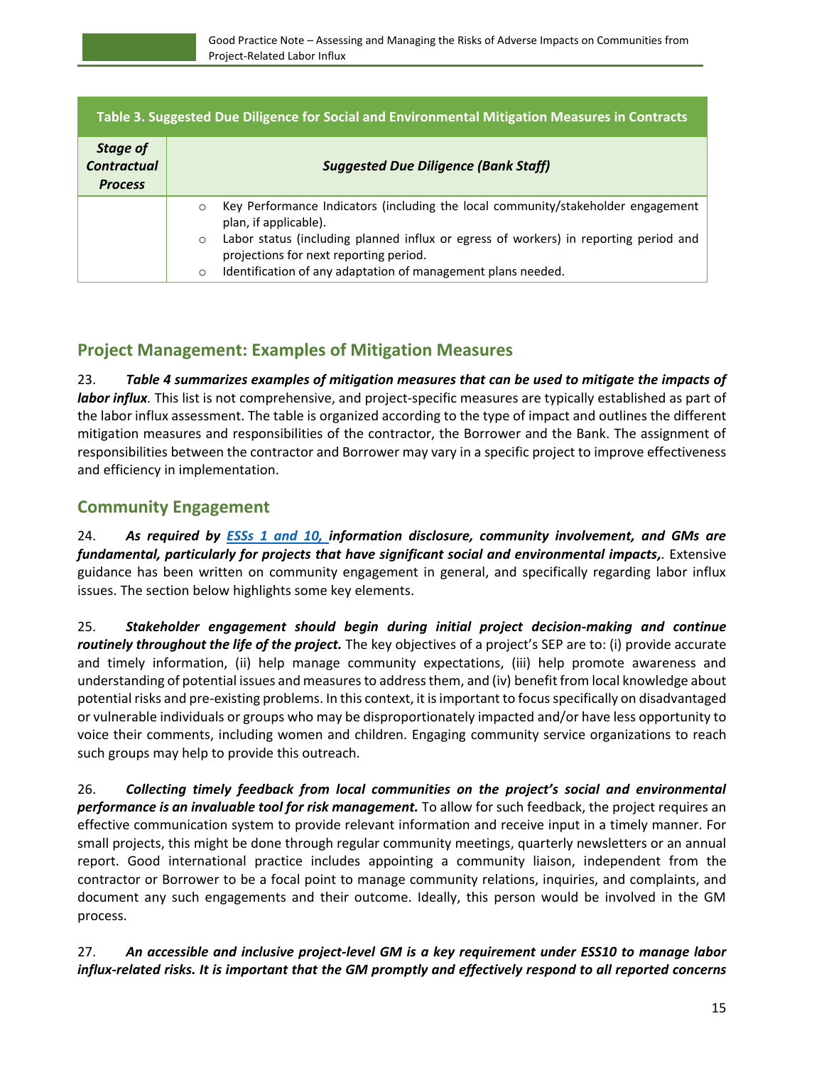| Table 3. Suggested Due Diligence for Social and Environmental Mitigation Measures in Contracts | |
|---|---|
| ***Stage of Contractual Process*** | ***Suggested Due Diligence (Bank Staff)*** |
| | ○ Key Performance Indicators (including the local community/stakeholder engagement plan, if applicable).<br>○ Labor status (including planned influx or egress of workers) in reporting period and projections for next reporting period.<br>○ Identification of any adaptation of management plans needed. |

## Project Management: Examples of Mitigation Measures

23. ***Table 4 summarizes examples of mitigation measures that can be used to mitigate the impacts of labor influx.*** This list is not comprehensive, and project-specific measures are typically established as part of the labor influx assessment. The table is organized according to the type of impact and outlines the different mitigation measures and responsibilities of the contractor, the Borrower and the Bank. The assignment of responsibilities between the contractor and Borrower may vary in a specific project to improve effectiveness and efficiency in implementation.

## Community Engagement

24. ***As required by ESSs 1 and 10, information disclosure, community involvement, and GMs are fundamental, particularly for projects that have significant social and environmental impacts,.*** Extensive guidance has been written on community engagement in general, and specifically regarding labor influx issues. The section below highlights some key elements.

25. ***Stakeholder engagement should begin during initial project decision-making and continue routinely throughout the life of the project.*** The key objectives of a project's SEP are to: (i) provide accurate and timely information, (ii) help manage community expectations, (iii) help promote awareness and understanding of potential issues and measures to address them, and (iv) benefit from local knowledge about potential risks and pre-existing problems. In this context, it is important to focus specifically on disadvantaged or vulnerable individuals or groups who may be disproportionately impacted and/or have less opportunity to voice their comments, including women and children. Engaging community service organizations to reach such groups may help to provide this outreach.

26. ***Collecting timely feedback from local communities on the project's social and environmental performance is an invaluable tool for risk management.*** To allow for such feedback, the project requires an effective communication system to provide relevant information and receive input in a timely manner. For small projects, this might be done through regular community meetings, quarterly newsletters or an annual report. Good international practice includes appointing a community liaison, independent from the contractor or Borrower to be a focal point to manage community relations, inquiries, and complaints, and document any such engagements and their outcome. Ideally, this person would be involved in the GM process.

27. ***An accessible and inclusive project-level GM is a key requirement under ESS10 to manage labor influx-related risks. It is important that the GM promptly and effectively respond to all reported concerns***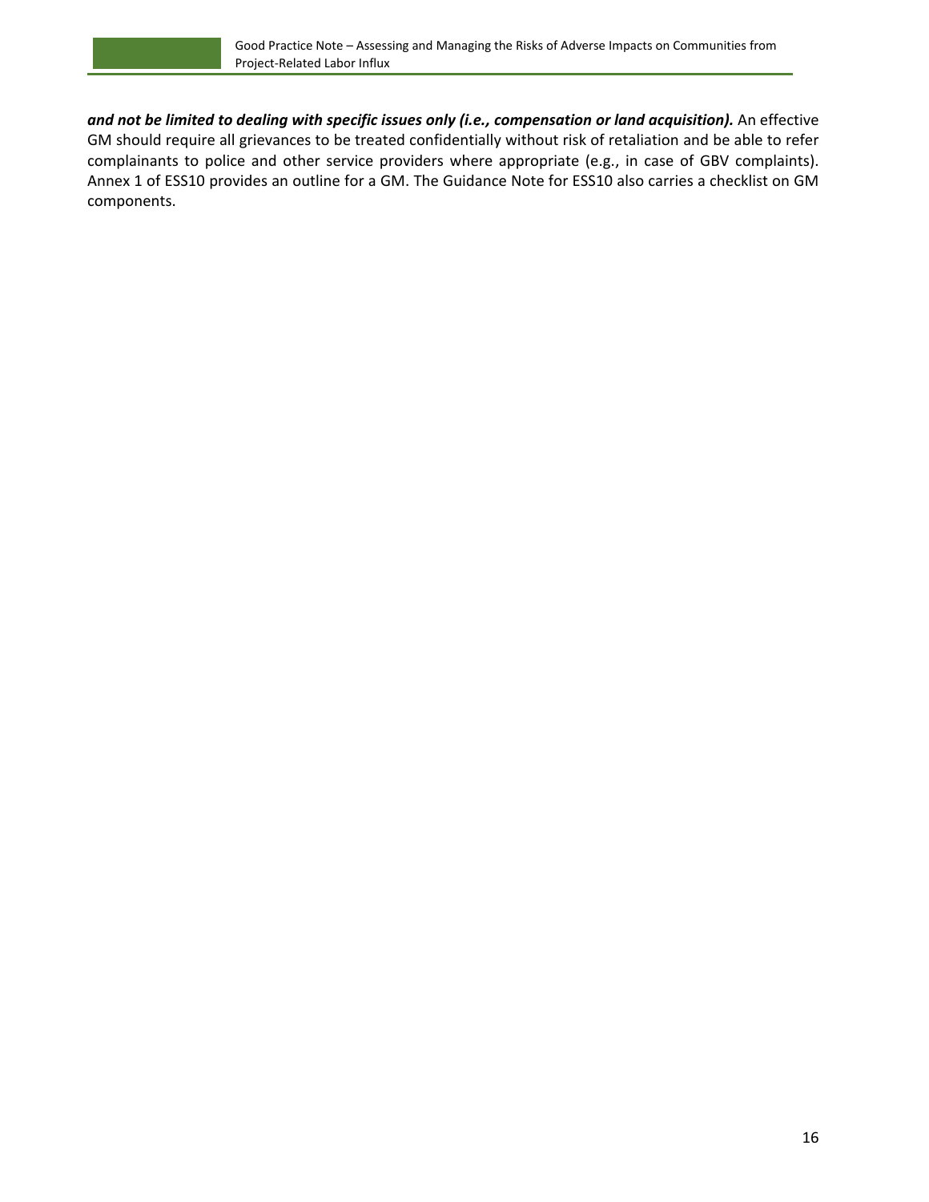***and not be limited to dealing with specific issues only (i.e., compensation or land acquisition).*** An effective GM should require all grievances to be treated confidentially without risk of retaliation and be able to refer complainants to police and other service providers where appropriate (e.g., in case of GBV complaints). Annex 1 of ESS10 provides an outline for a GM. The Guidance Note for ESS10 also carries a checklist on GM components.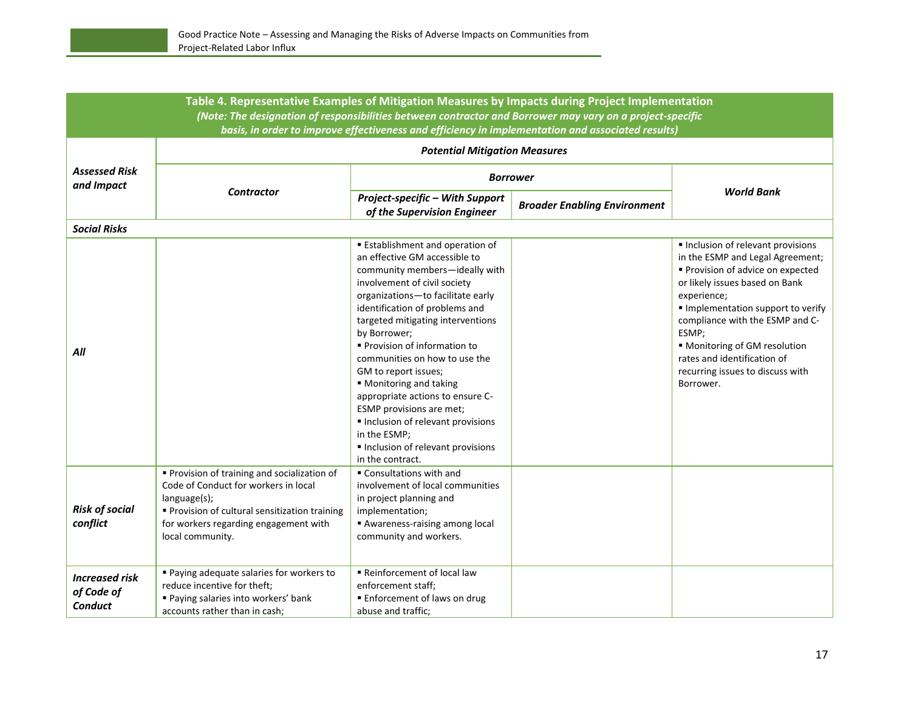**Table 4. Representative Examples of Mitigation Measures by Impacts during Project Implementation**
***(Note: The designation of responsibilities between contractor and Borrower may vary on a project-specific basis, in order to improve effectiveness and efficiency in implementation and associated results)***

| ***Assessed Risk and Impact*** | ***Potential Mitigation Measures*** | | | |
|---|---|---|---|---|
| | ***Contractor*** | ***Borrower*** | | ***World Bank*** |
| | | ***Project-specific – With Support of the Supervision Engineer*** | ***Broader Enabling Environment*** | |
| ***Social Risks*** | | | | |
| ***All*** | | ▪ Establishment and operation of an effective GM accessible to community members—ideally with involvement of civil society organizations—to facilitate early identification of problems and targeted mitigating interventions by Borrower;<br>▪ Provision of information to communities on how to use the GM to report issues;<br>▪ Monitoring and taking appropriate actions to ensure C-ESMP provisions are met;<br>▪ Inclusion of relevant provisions in the ESMP;<br>▪ Inclusion of relevant provisions in the contract. | | ▪ Inclusion of relevant provisions in the ESMP and Legal Agreement;<br>▪ Provision of advice on expected or likely issues based on Bank experience;<br>▪ Implementation support to verify compliance with the ESMP and C-ESMP;<br>▪ Monitoring of GM resolution rates and identification of recurring issues to discuss with Borrower. |
| ***Risk of social conflict*** | ▪ Provision of training and socialization of Code of Conduct for workers in local language(s);<br>▪ Provision of cultural sensitization training for workers regarding engagement with local community. | ▪ Consultations with and involvement of local communities in project planning and implementation;<br>▪ Awareness-raising among local community and workers. | | |
| ***Increased risk of Code of Conduct*** | ▪ Paying adequate salaries for workers to reduce incentive for theft;<br>▪ Paying salaries into workers' bank accounts rather than in cash; | ▪ Reinforcement of local law enforcement staff;<br>▪ Enforcement of laws on drug abuse and traffic; | | |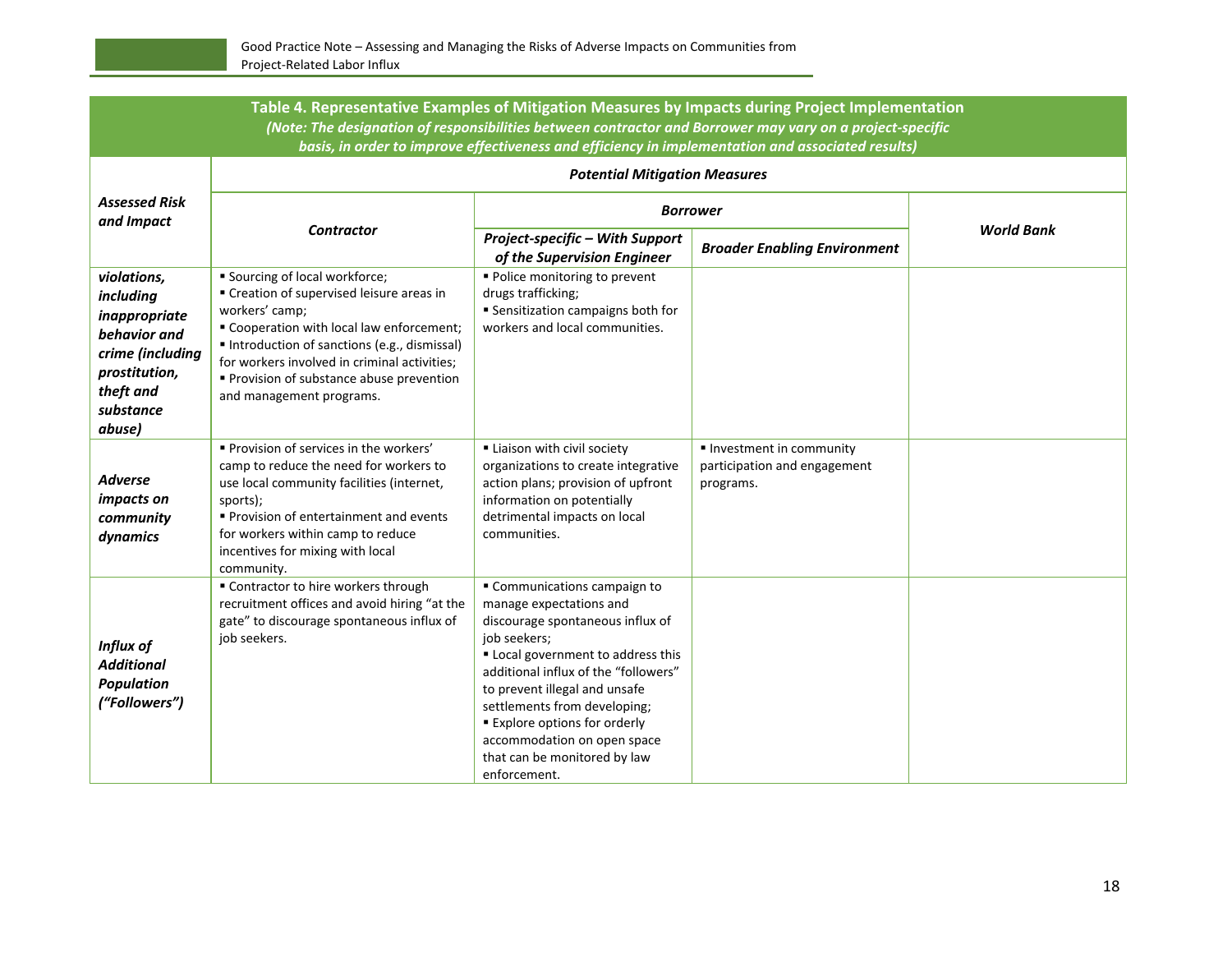**Table 4. Representative Examples of Mitigation Measures by Impacts during Project Implementation**
*(Note: The designation of responsibilities between contractor and Borrower may vary on a project-specific basis, in order to improve effectiveness and efficiency in implementation and associated results)*

| *Assessed Risk and Impact* | *Potential Mitigation Measures* | | | |
|---|---|---|---|---|
| | *Contractor* | *Borrower* | | *World Bank* |
| | | *Project-specific – With Support of the Supervision Engineer* | *Broader Enabling Environment* | |
| ***violations, including inappropriate behavior and crime (including prostitution, theft and substance abuse)*** | ▪ Sourcing of local workforce;<br>▪ Creation of supervised leisure areas in workers' camp;<br>▪ Cooperation with local law enforcement;<br>▪ Introduction of sanctions (e.g., dismissal) for workers involved in criminal activities;<br>▪ Provision of substance abuse prevention and management programs. | ▪ Police monitoring to prevent drugs trafficking;<br>▪ Sensitization campaigns both for workers and local communities. | | |
| ***Adverse impacts on community dynamics*** | ▪ Provision of services in the workers' camp to reduce the need for workers to use local community facilities (internet, sports);<br>▪ Provision of entertainment and events for workers within camp to reduce incentives for mixing with local community. | ▪ Liaison with civil society organizations to create integrative action plans; provision of upfront information on potentially detrimental impacts on local communities. | ▪ Investment in community participation and engagement programs. | |
| ***Influx of Additional Population ("Followers")*** | ▪ Contractor to hire workers through recruitment offices and avoid hiring "at the gate" to discourage spontaneous influx of job seekers. | ▪ Communications campaign to manage expectations and discourage spontaneous influx of job seekers;<br>▪ Local government to address this additional influx of the "followers" to prevent illegal and unsafe settlements from developing;<br>▪ Explore options for orderly accommodation on open space that can be monitored by law enforcement. | | |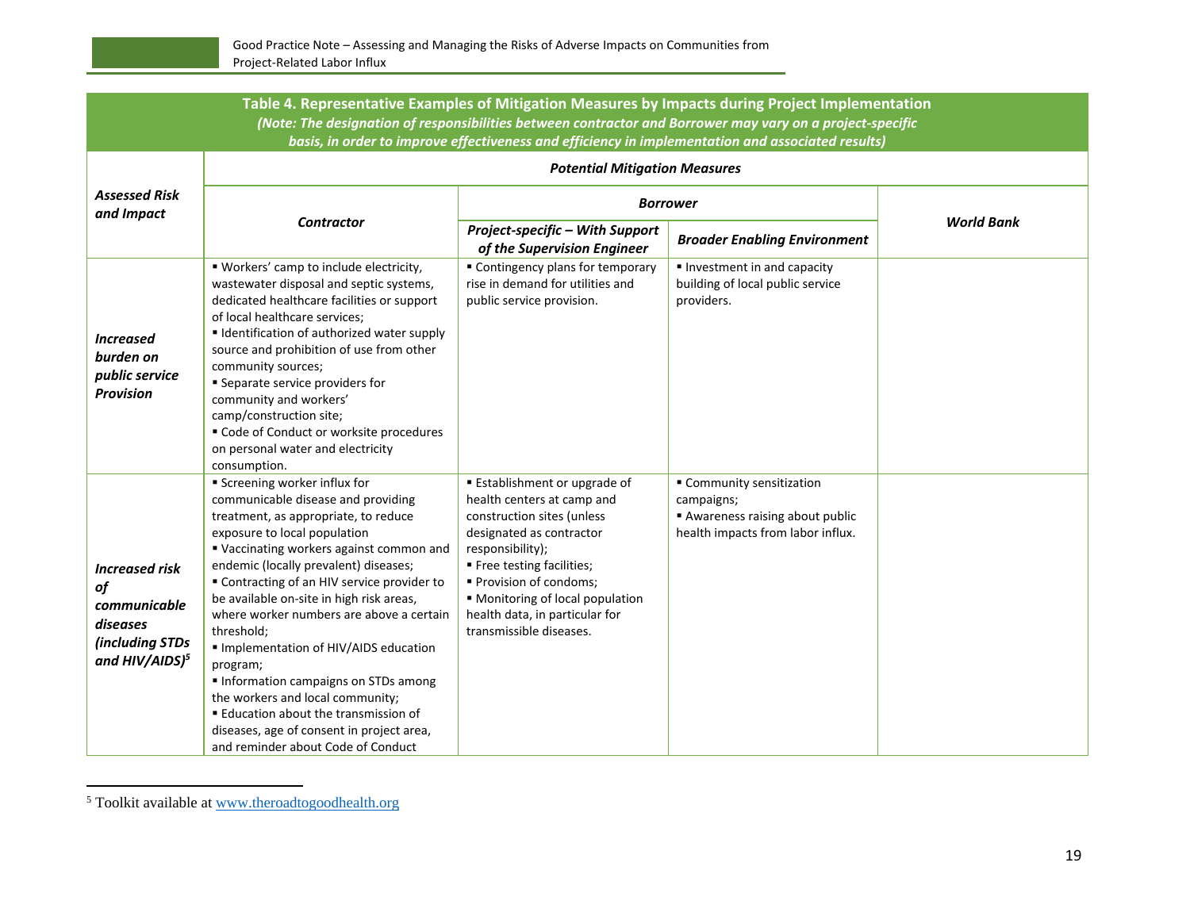**Table 4. Representative Examples of Mitigation Measures by Impacts during Project Implementation**
*(Note: The designation of responsibilities between contractor and Borrower may vary on a project-specific basis, in order to improve effectiveness and efficiency in implementation and associated results)*

| *Assessed Risk and Impact* | *Potential Mitigation Measures* | | | |
|---|---|---|---|---|
| | *Contractor* | *Borrower* | | *World Bank* |
| | | *Project-specific – With Support of the Supervision Engineer* | *Broader Enabling Environment* | |
| ***Increased burden on public service Provision*** | ▪ Workers' camp to include electricity, wastewater disposal and septic systems, dedicated healthcare facilities or support of local healthcare services;<br>▪ Identification of authorized water supply source and prohibition of use from other community sources;<br>▪ Separate service providers for community and workers' camp/construction site;<br>▪ Code of Conduct or worksite procedures on personal water and electricity consumption. | ▪ Contingency plans for temporary rise in demand for utilities and public service provision. | ▪ Investment in and capacity building of local public service providers. | |
| ***Increased risk of communicable diseases (including STDs and HIV/AIDS)[5]*** | ▪ Screening worker influx for communicable disease and providing treatment, as appropriate, to reduce exposure to local population<br>▪ Vaccinating workers against common and endemic (locally prevalent) diseases;<br>▪ Contracting of an HIV service provider to be available on-site in high risk areas, where worker numbers are above a certain threshold;<br>▪ Implementation of HIV/AIDS education program;<br>▪ Information campaigns on STDs among the workers and local community;<br>▪ Education about the transmission of diseases, age of consent in project area, and reminder about Code of Conduct | ▪ Establishment or upgrade of health centers at camp and construction sites (unless designated as contractor responsibility);<br>▪ Free testing facilities;<br>▪ Provision of condoms;<br>▪ Monitoring of local population health data, in particular for transmissible diseases. | ▪ Community sensitization campaigns;<br>▪ Awareness raising about public health impacts from labor influx. | |

[5] Toolkit available at www.theroadtogoodhealth.org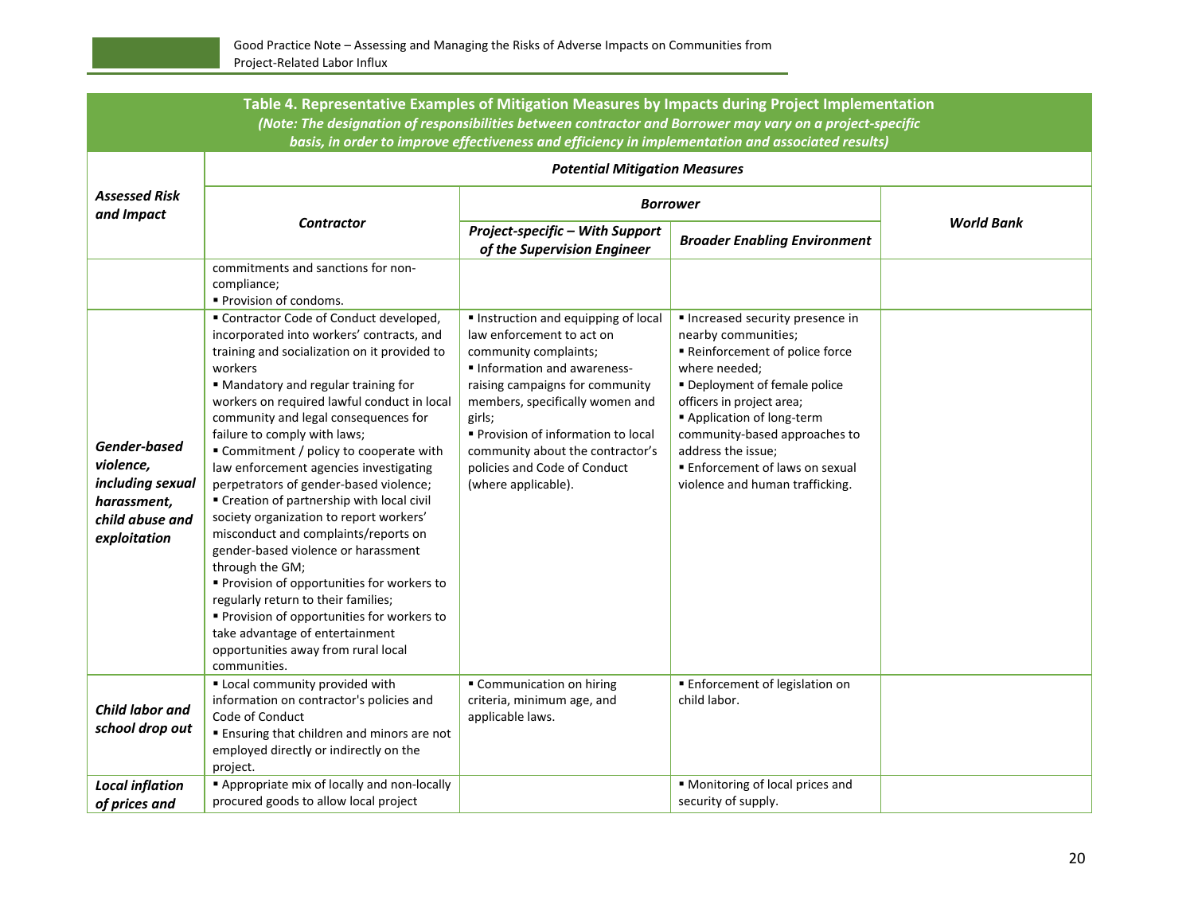| Table 4. Representative Examples of Mitigation Measures by Impacts during Project Implementation *(Note: The designation of responsibilities between contractor and Borrower may vary on a project-specific basis, in order to improve effectiveness and efficiency in implementation and associated results)* | | | | |
|---|---|---|---|---|
| ***Assessed Risk and Impact*** | ***Potential Mitigation Measures*** | | | |
| | ***Contractor*** | ***Borrower*** | | ***World Bank*** |
| | | ***Project-specific – With Support of the Supervision Engineer*** | ***Broader Enabling Environment*** | |
| | commitments and sanctions for non-compliance;<br>▪ Provision of condoms. | | | |
| ***Gender-based violence, including sexual harassment, child abuse and exploitation*** | ▪ Contractor Code of Conduct developed, incorporated into workers' contracts, and training and socialization on it provided to workers<br>▪ Mandatory and regular training for workers on required lawful conduct in local community and legal consequences for failure to comply with laws;<br>▪ Commitment / policy to cooperate with law enforcement agencies investigating perpetrators of gender-based violence;<br>▪ Creation of partnership with local civil society organization to report workers' misconduct and complaints/reports on gender-based violence or harassment through the GM;<br>▪ Provision of opportunities for workers to regularly return to their families;<br>▪ Provision of opportunities for workers to take advantage of entertainment opportunities away from rural local communities. | ▪ Instruction and equipping of local law enforcement to act on community complaints;<br>▪ Information and awareness-raising campaigns for community members, specifically women and girls;<br>▪ Provision of information to local community about the contractor's policies and Code of Conduct (where applicable). | ▪ Increased security presence in nearby communities;<br>▪ Reinforcement of police force where needed;<br>▪ Deployment of female police officers in project area;<br>▪ Application of long-term community-based approaches to address the issue;<br>▪ Enforcement of laws on sexual violence and human trafficking. | |
| ***Child labor and school drop out*** | ▪ Local community provided with information on contractor's policies and Code of Conduct<br>▪ Ensuring that children and minors are not employed directly or indirectly on the project. | ▪ Communication on hiring criteria, minimum age, and applicable laws. | ▪ Enforcement of legislation on child labor. | |
| ***Local inflation of prices and*** | ▪ Appropriate mix of locally and non-locally procured goods to allow local project | | ▪ Monitoring of local prices and security of supply. | |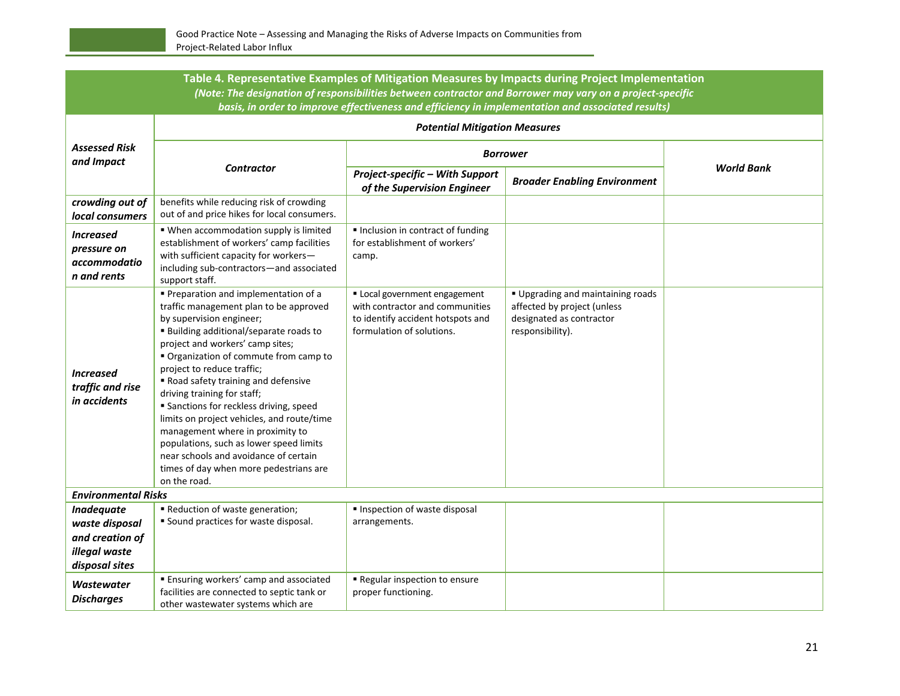| Table 4. Representative Examples of Mitigation Measures by Impacts during Project Implementation *(Note: The designation of responsibilities between contractor and Borrower may vary on a project-specific basis, in order to improve effectiveness and efficiency in implementation and associated results)* | | | | |
|---|---|---|---|---|
| ***Assessed Risk and Impact*** | ***Potential Mitigation Measures*** | | | |
| | ***Contractor*** | ***Borrower*** | | ***World Bank*** |
| | | ***Project-specific – With Support of the Supervision Engineer*** | ***Broader Enabling Environment*** | |
| ***crowding out of local consumers*** | benefits while reducing risk of crowding out of and price hikes for local consumers. | | | |
| ***Increased pressure on accommodation and rents*** | ▪ When accommodation supply is limited establishment of workers' camp facilities with sufficient capacity for workers—including sub-contractors—and associated support staff. | ▪ Inclusion in contract of funding for establishment of workers' camp. | | |
| ***Increased traffic and rise in accidents*** | ▪ Preparation and implementation of a traffic management plan to be approved by supervision engineer;<br>▪ Building additional/separate roads to project and workers' camp sites;<br>▪ Organization of commute from camp to project to reduce traffic;<br>▪ Road safety training and defensive driving training for staff;<br>▪ Sanctions for reckless driving, speed limits on project vehicles, and route/time management where in proximity to populations, such as lower speed limits near schools and avoidance of certain times of day when more pedestrians are on the road. | ▪ Local government engagement with contractor and communities to identify accident hotspots and formulation of solutions. | ▪ Upgrading and maintaining roads affected by project (unless designated as contractor responsibility). | |
| ***Environmental Risks*** | | | | |
| ***Inadequate waste disposal and creation of illegal waste disposal sites*** | ▪ Reduction of waste generation;<br>▪ Sound practices for waste disposal. | ▪ Inspection of waste disposal arrangements. | | |
| ***Wastewater Discharges*** | ▪ Ensuring workers' camp and associated facilities are connected to septic tank or other wastewater systems which are | ▪ Regular inspection to ensure proper functioning. | | |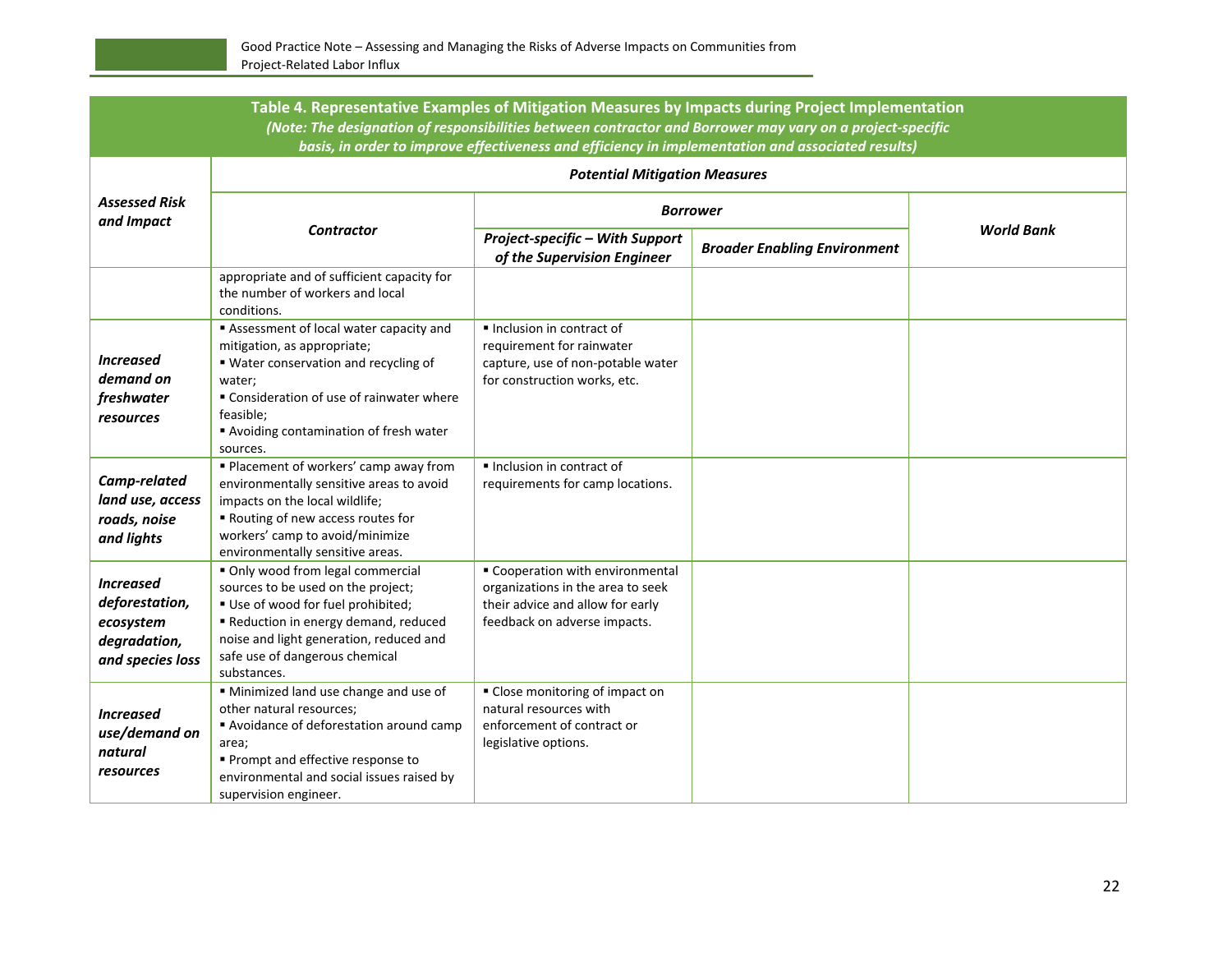**Table 4. Representative Examples of Mitigation Measures by Impacts during Project Implementation**
***(Note: The designation of responsibilities between contractor and Borrower may vary on a project-specific basis, in order to improve effectiveness and efficiency in implementation and associated results)***

| ***Assessed Risk and Impact*** | ***Potential Mitigation Measures*** | | | |
|---|---|---|---|---|
| | ***Contractor*** | ***Borrower*** | | ***World Bank*** |
| | | ***Project-specific – With Support of the Supervision Engineer*** | ***Broader Enabling Environment*** | |
| | appropriate and of sufficient capacity for the number of workers and local conditions. | | | |
| ***Increased demand on freshwater resources*** | ▪ Assessment of local water capacity and mitigation, as appropriate;<br>▪ Water conservation and recycling of water;<br>▪ Consideration of use of rainwater where feasible;<br>▪ Avoiding contamination of fresh water sources. | ▪ Inclusion in contract of requirement for rainwater capture, use of non-potable water for construction works, etc. | | |
| ***Camp-related land use, access roads, noise and lights*** | ▪ Placement of workers' camp away from environmentally sensitive areas to avoid impacts on the local wildlife;<br>▪ Routing of new access routes for workers' camp to avoid/minimize environmentally sensitive areas. | ▪ Inclusion in contract of requirements for camp locations. | | |
| ***Increased deforestation, ecosystem degradation, and species loss*** | ▪ Only wood from legal commercial sources to be used on the project;<br>▪ Use of wood for fuel prohibited;<br>▪ Reduction in energy demand, reduced noise and light generation, reduced and safe use of dangerous chemical substances. | ▪ Cooperation with environmental organizations in the area to seek their advice and allow for early feedback on adverse impacts. | | |
| ***Increased use/demand on natural resources*** | ▪ Minimized land use change and use of other natural resources;<br>▪ Avoidance of deforestation around camp area;<br>▪ Prompt and effective response to environmental and social issues raised by supervision engineer. | ▪ Close monitoring of impact on natural resources with enforcement of contract or legislative options. | | |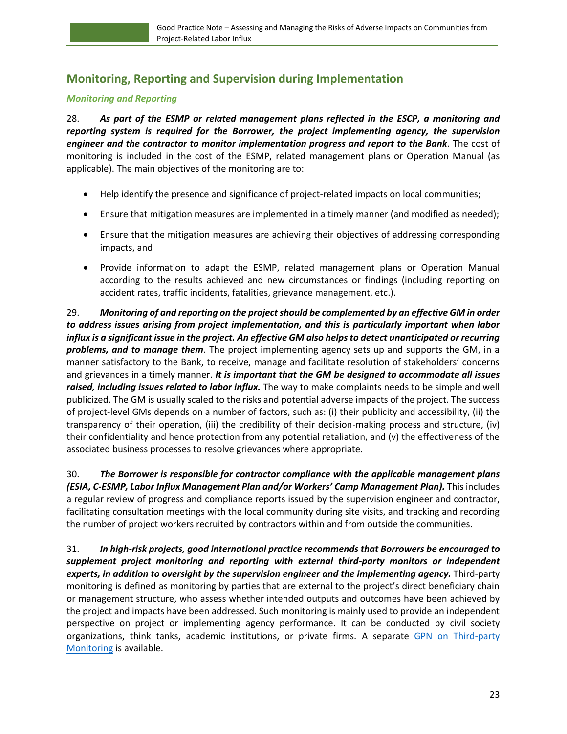## Monitoring, Reporting and Supervision during Implementation

### *Monitoring and Reporting*

28. ***As part of the ESMP or related management plans reflected in the ESCP, a monitoring and reporting system is required for the Borrower, the project implementing agency, the supervision engineer and the contractor to monitor implementation progress and report to the Bank.*** The cost of monitoring is included in the cost of the ESMP, related management plans or Operation Manual (as applicable). The main objectives of the monitoring are to:

- Help identify the presence and significance of project-related impacts on local communities;
- Ensure that mitigation measures are implemented in a timely manner (and modified as needed);
- Ensure that the mitigation measures are achieving their objectives of addressing corresponding impacts, and
- Provide information to adapt the ESMP, related management plans or Operation Manual according to the results achieved and new circumstances or findings (including reporting on accident rates, traffic incidents, fatalities, grievance management, etc.).

29. ***Monitoring of and reporting on the project should be complemented by an effective GM in order to address issues arising from project implementation, and this is particularly important when labor influx is a significant issue in the project. An effective GM also helps to detect unanticipated or recurring problems, and to manage them.*** The project implementing agency sets up and supports the GM, in a manner satisfactory to the Bank, to receive, manage and facilitate resolution of stakeholders' concerns and grievances in a timely manner. ***It is important that the GM be designed to accommodate all issues raised, including issues related to labor influx.*** The way to make complaints needs to be simple and well publicized. The GM is usually scaled to the risks and potential adverse impacts of the project. The success of project-level GMs depends on a number of factors, such as: (i) their publicity and accessibility, (ii) the transparency of their operation, (iii) the credibility of their decision-making process and structure, (iv) their confidentiality and hence protection from any potential retaliation, and (v) the effectiveness of the associated business processes to resolve grievances where appropriate.

30. ***The Borrower is responsible for contractor compliance with the applicable management plans (ESIA, C-ESMP, Labor Influx Management Plan and/or Workers' Camp Management Plan).*** This includes a regular review of progress and compliance reports issued by the supervision engineer and contractor, facilitating consultation meetings with the local community during site visits, and tracking and recording the number of project workers recruited by contractors within and from outside the communities.

31. ***In high-risk projects, good international practice recommends that Borrowers be encouraged to supplement project monitoring and reporting with external third-party monitors or independent experts, in addition to oversight by the supervision engineer and the implementing agency.*** Third-party monitoring is defined as monitoring by parties that are external to the project's direct beneficiary chain or management structure, who assess whether intended outputs and outcomes have been achieved by the project and impacts have been addressed. Such monitoring is mainly used to provide an independent perspective on project or implementing agency performance. It can be conducted by civil society organizations, think tanks, academic institutions, or private firms. A separate [GPN on Third-party Monitoring]() is available.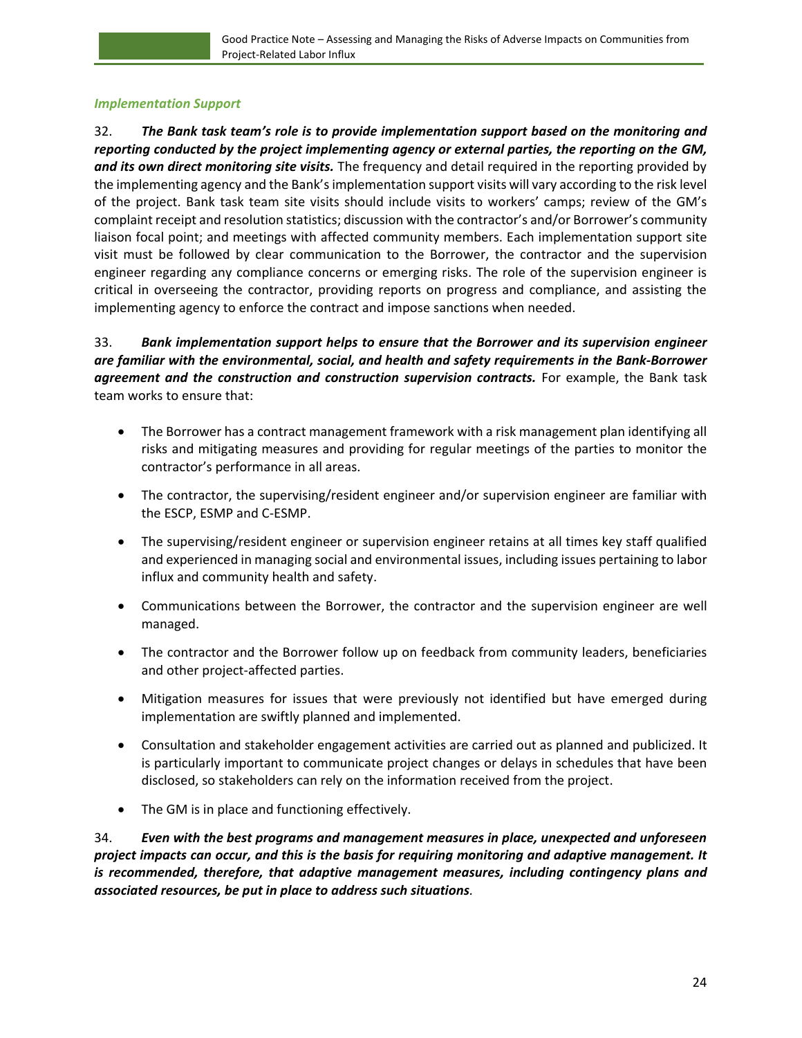### *Implementation Support*

32. ***The Bank task team's role is to provide implementation support based on the monitoring and reporting conducted by the project implementing agency or external parties, the reporting on the GM, and its own direct monitoring site visits.*** The frequency and detail required in the reporting provided by the implementing agency and the Bank's implementation support visits will vary according to the risk level of the project. Bank task team site visits should include visits to workers' camps; review of the GM's complaint receipt and resolution statistics; discussion with the contractor's and/or Borrower's community liaison focal point; and meetings with affected community members. Each implementation support site visit must be followed by clear communication to the Borrower, the contractor and the supervision engineer regarding any compliance concerns or emerging risks. The role of the supervision engineer is critical in overseeing the contractor, providing reports on progress and compliance, and assisting the implementing agency to enforce the contract and impose sanctions when needed.

33. ***Bank implementation support helps to ensure that the Borrower and its supervision engineer are familiar with the environmental, social, and health and safety requirements in the Bank-Borrower agreement and the construction and construction supervision contracts.*** For example, the Bank task team works to ensure that:

- The Borrower has a contract management framework with a risk management plan identifying all risks and mitigating measures and providing for regular meetings of the parties to monitor the contractor's performance in all areas.
- The contractor, the supervising/resident engineer and/or supervision engineer are familiar with the ESCP, ESMP and C-ESMP.
- The supervising/resident engineer or supervision engineer retains at all times key staff qualified and experienced in managing social and environmental issues, including issues pertaining to labor influx and community health and safety.
- Communications between the Borrower, the contractor and the supervision engineer are well managed.
- The contractor and the Borrower follow up on feedback from community leaders, beneficiaries and other project-affected parties.
- Mitigation measures for issues that were previously not identified but have emerged during implementation are swiftly planned and implemented.
- Consultation and stakeholder engagement activities are carried out as planned and publicized. It is particularly important to communicate project changes or delays in schedules that have been disclosed, so stakeholders can rely on the information received from the project.
- The GM is in place and functioning effectively.

34. ***Even with the best programs and management measures in place, unexpected and unforeseen project impacts can occur, and this is the basis for requiring monitoring and adaptive management. It is recommended, therefore, that adaptive management measures, including contingency plans and associated resources, be put in place to address such situations***.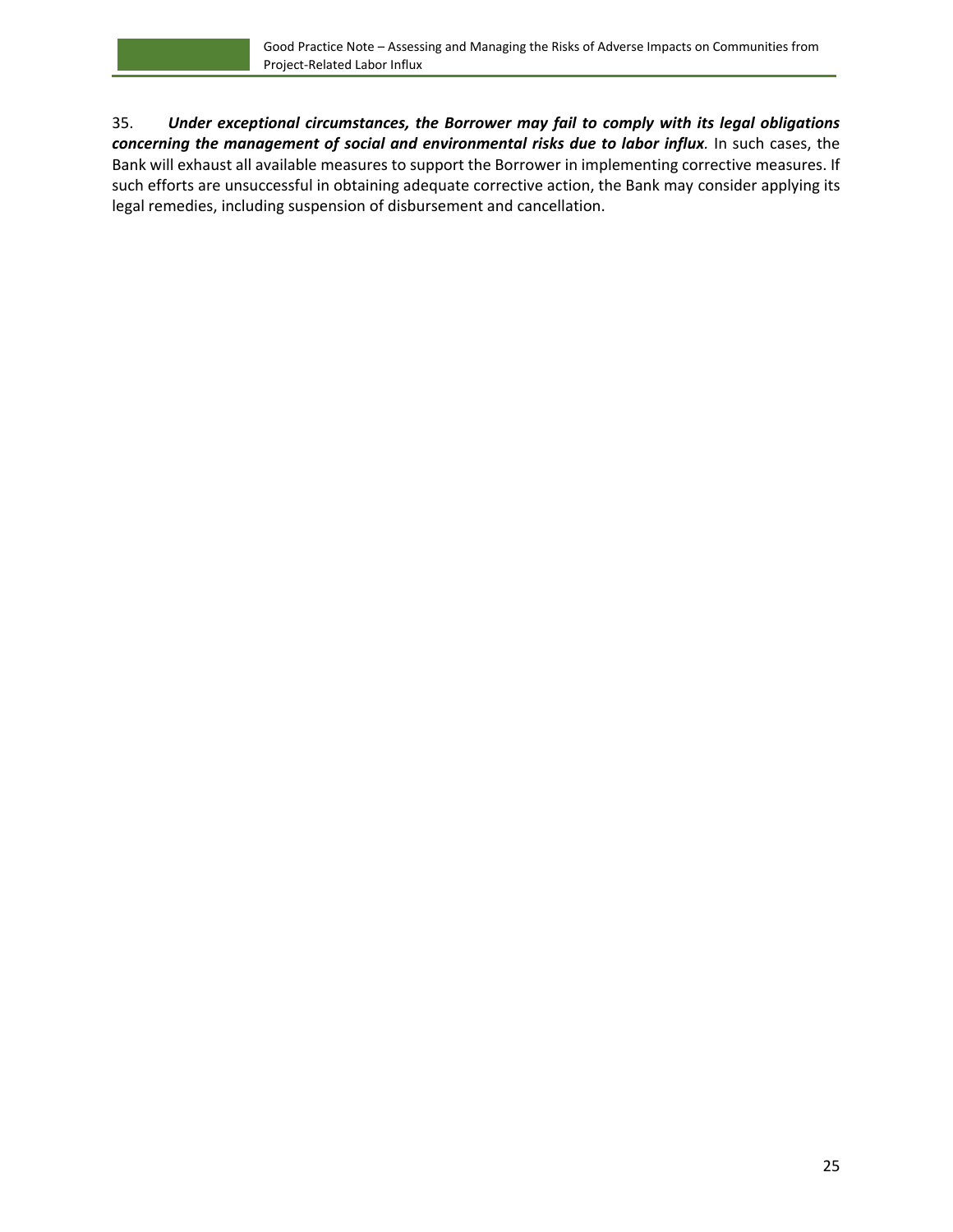35. ***Under exceptional circumstances, the Borrower may fail to comply with its legal obligations concerning the management of social and environmental risks due to labor influx.*** In such cases, the Bank will exhaust all available measures to support the Borrower in implementing corrective measures. If such efforts are unsuccessful in obtaining adequate corrective action, the Bank may consider applying its legal remedies, including suspension of disbursement and cancellation.